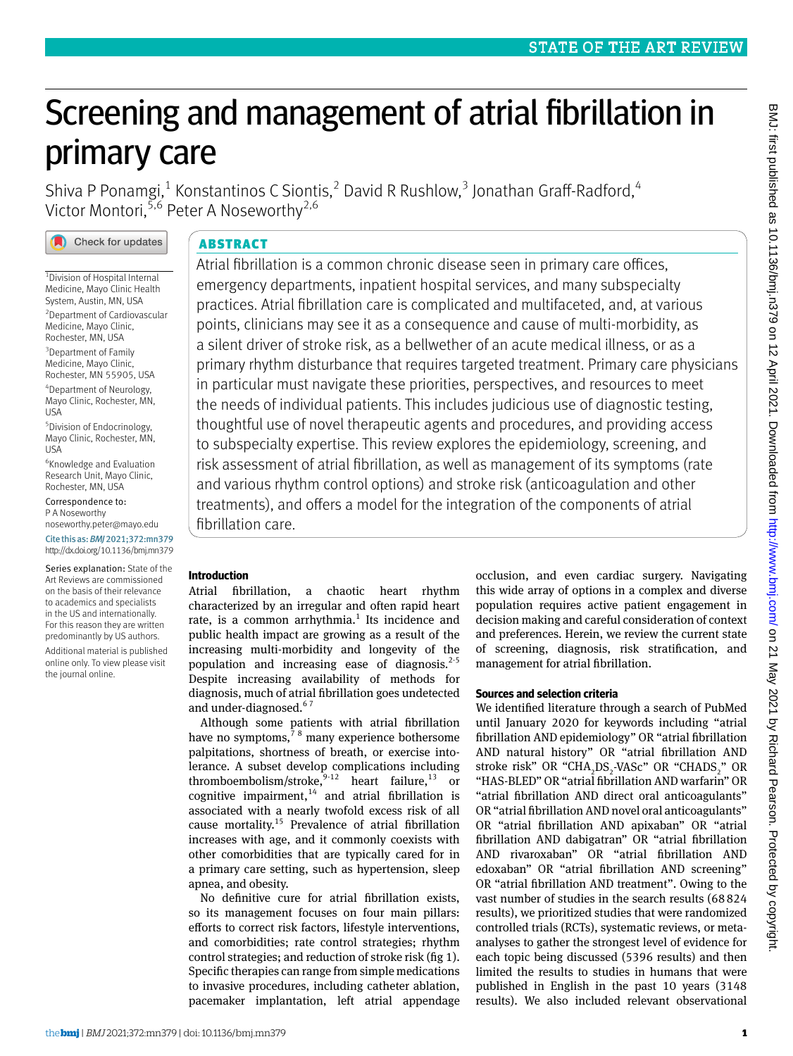# Screening and management of atrial fibrillation in primary care

Shiva P Ponamgi,[1] Konstantinos C Siontis,[2] David R Rushlow,[3] Jonathan Graff-Radford,[4] Victor Montori,[5,6] Peter A Noseworthy[2,6]

[1]Division of Hospital Internal Medicine, Mayo Clinic Health System, Austin, MN, USA

[2]Department of Cardiovascular Medicine, Mayo Clinic, Rochester, MN, USA

[3]Department of Family Medicine, Mayo Clinic, Rochester, MN 55905, USA

[4]Department of Neurology, Mayo Clinic, Rochester, MN, USA

[5]Division of Endocrinology, Mayo Clinic, Rochester, MN, USA

[6]Knowledge and Evaluation Research Unit, Mayo Clinic, Rochester, MN, USA

Correspondence to: P A Noseworthy noseworthy.peter@mayo.edu

Cite this as: *BMJ* 2021;372:mn379
http://dx.doi.org/10.1136/bmj.mn379

Series explanation: State of the Art Reviews are commissioned on the basis of their relevance to academics and specialists in the US and internationally. For this reason they are written predominantly by US authors.

Additional material is published online only. To view please visit the journal online.

## ABSTRACT

Atrial fibrillation is a common chronic disease seen in primary care offices, emergency departments, inpatient hospital services, and many subspecialty practices. Atrial fibrillation care is complicated and multifaceted, and, at various points, clinicians may see it as a consequence and cause of multi-morbidity, as a silent driver of stroke risk, as a bellwether of an acute medical illness, or as a primary rhythm disturbance that requires targeted treatment. Primary care physicians in particular must navigate these priorities, perspectives, and resources to meet the needs of individual patients. This includes judicious use of diagnostic testing, thoughtful use of novel therapeutic agents and procedures, and providing access to subspecialty expertise. This review explores the epidemiology, screening, and risk assessment of atrial fibrillation, as well as management of its symptoms (rate and various rhythm control options) and stroke risk (anticoagulation and other treatments), and offers a model for the integration of the components of atrial fibrillation care.

### Introduction

Atrial fibrillation, a chaotic heart rhythm characterized by an irregular and often rapid heart rate, is a common arrhythmia.[1] Its incidence and public health impact are growing as a result of the increasing multi-morbidity and longevity of the population and increasing ease of diagnosis.[2-5] Despite increasing availability of methods for diagnosis, much of atrial fibrillation goes undetected and under-diagnosed.[6,7]

Although some patients with atrial fibrillation have no symptoms,[7,8] many experience bothersome palpitations, shortness of breath, or exercise intolerance. A subset develop complications including thromboembolism/stroke,[9-12] heart failure,[13] or cognitive impairment,[14] and atrial fibrillation is associated with a nearly twofold excess risk of all cause mortality.[15] Prevalence of atrial fibrillation increases with age, and it commonly coexists with other comorbidities that are typically cared for in a primary care setting, such as hypertension, sleep apnea, and obesity.

No definitive cure for atrial fibrillation exists, so its management focuses on four main pillars: efforts to correct risk factors, lifestyle interventions, and comorbidities; rate control strategies; rhythm control strategies; and reduction of stroke risk (fig 1). Specific therapies can range from simple medications to invasive procedures, including catheter ablation, pacemaker implantation, left atrial appendage occlusion, and even cardiac surgery. Navigating this wide array of options in a complex and diverse population requires active patient engagement in decision making and careful consideration of context and preferences. Herein, we review the current state of screening, diagnosis, risk stratification, and management for atrial fibrillation.

### Sources and selection criteria

We identified literature through a search of PubMed until January 2020 for keywords including "atrial fibrillation AND epidemiology" OR "atrial fibrillation AND natural history" OR "atrial fibrillation AND stroke risk" OR "$CHA_2DS_2$-VASc" OR "$CHADS_2$" OR "HAS-BLED" OR "atrial fibrillation AND warfarin" OR "atrial fibrillation AND direct oral anticoagulants" OR "atrial fibrillation AND novel oral anticoagulants" OR "atrial fibrillation AND apixaban" OR "atrial fibrillation AND dabigatran" OR "atrial fibrillation AND rivaroxaban" OR "atrial fibrillation AND edoxaban" OR "atrial fibrillation AND screening" OR "atrial fibrillation AND treatment". Owing to the vast number of studies in the search results (68 824 results), we prioritized studies that were randomized controlled trials (RCTs), systematic reviews, or meta-analyses to gather the strongest level of evidence for each topic being discussed (5396 results) and then limited the results to studies in humans that were published in English in the past 10 years (3148 results). We also included relevant observational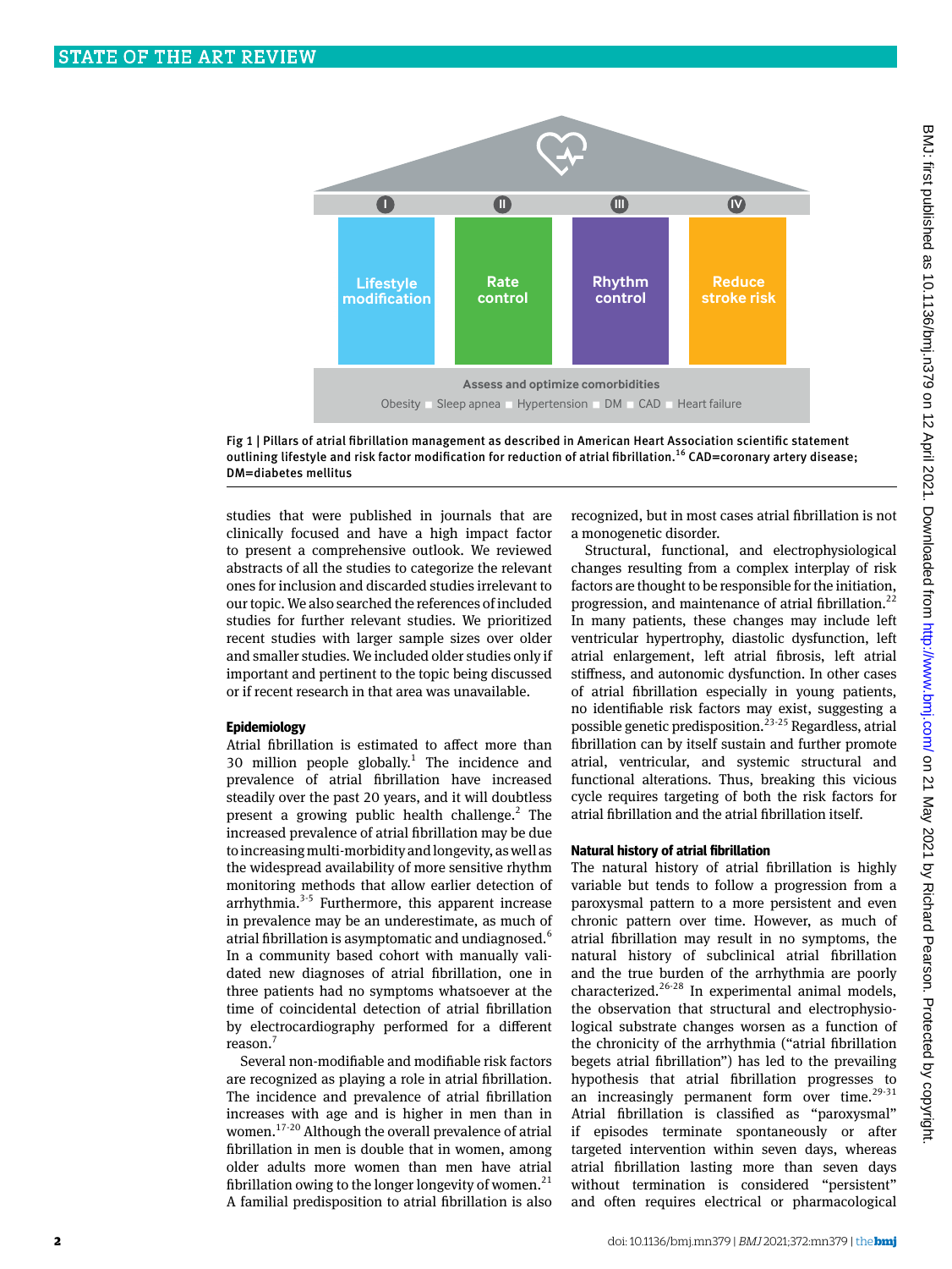Fig 1 | Pillars of atrial fibrillation management as described in American Heart Association scientific statement outlining lifestyle and risk factor modification for reduction of atrial fibrillation.[16] CAD=coronary artery disease; DM=diabetes mellitus

studies that were published in journals that are clinically focused and have a high impact factor to present a comprehensive outlook. We reviewed abstracts of all the studies to categorize the relevant ones for inclusion and discarded studies irrelevant to our topic. We also searched the references of included studies for further relevant studies. We prioritized recent studies with larger sample sizes over older and smaller studies. We included older studies only if important and pertinent to the topic being discussed or if recent research in that area was unavailable.

## Epidemiology

Atrial fibrillation is estimated to affect more than 30 million people globally.[1] The incidence and prevalence of atrial fibrillation have increased steadily over the past 20 years, and it will doubtless present a growing public health challenge.[2] The increased prevalence of atrial fibrillation may be due to increasing multi-morbidity and longevity, as well as the widespread availability of more sensitive rhythm monitoring methods that allow earlier detection of arrhythmia.[3-5] Furthermore, this apparent increase in prevalence may be an underestimate, as much of atrial fibrillation is asymptomatic and undiagnosed.[6] In a community based cohort with manually validated new diagnoses of atrial fibrillation, one in three patients had no symptoms whatsoever at the time of coincidental detection of atrial fibrillation by electrocardiography performed for a different reason.[7]

Several non-modifiable and modifiable risk factors are recognized as playing a role in atrial fibrillation. The incidence and prevalence of atrial fibrillation increases with age and is higher in men than in women.[17-20] Although the overall prevalence of atrial fibrillation in men is double that in women, among older adults more women than men have atrial fibrillation owing to the longer longevity of women.[21] A familial predisposition to atrial fibrillation is also recognized, but in most cases atrial fibrillation is not a monogenetic disorder.

Structural, functional, and electrophysiological changes resulting from a complex interplay of risk factors are thought to be responsible for the initiation, progression, and maintenance of atrial fibrillation.[22] In many patients, these changes may include left ventricular hypertrophy, diastolic dysfunction, left atrial enlargement, left atrial fibrosis, left atrial stiffness, and autonomic dysfunction. In other cases of atrial fibrillation especially in young patients, no identifiable risk factors may exist, suggesting a possible genetic predisposition.[23-25] Regardless, atrial fibrillation can by itself sustain and further promote atrial, ventricular, and systemic structural and functional alterations. Thus, breaking this vicious cycle requires targeting of both the risk factors for atrial fibrillation and the atrial fibrillation itself.

## Natural history of atrial fibrillation

The natural history of atrial fibrillation is highly variable but tends to follow a progression from a paroxysmal pattern to a more persistent and even chronic pattern over time. However, as much of atrial fibrillation may result in no symptoms, the natural history of subclinical atrial fibrillation and the true burden of the arrhythmia are poorly characterized.[26-28] In experimental animal models, the observation that structural and electrophysiological substrate changes worsen as a function of the chronicity of the arrhythmia ("atrial fibrillation begets atrial fibrillation") has led to the prevailing hypothesis that atrial fibrillation progresses to an increasingly permanent form over time.[29-31] Atrial fibrillation is classified as "paroxysmal" if episodes terminate spontaneously or after targeted intervention within seven days, whereas atrial fibrillation lasting more than seven days without termination is considered "persistent" and often requires electrical or pharmacological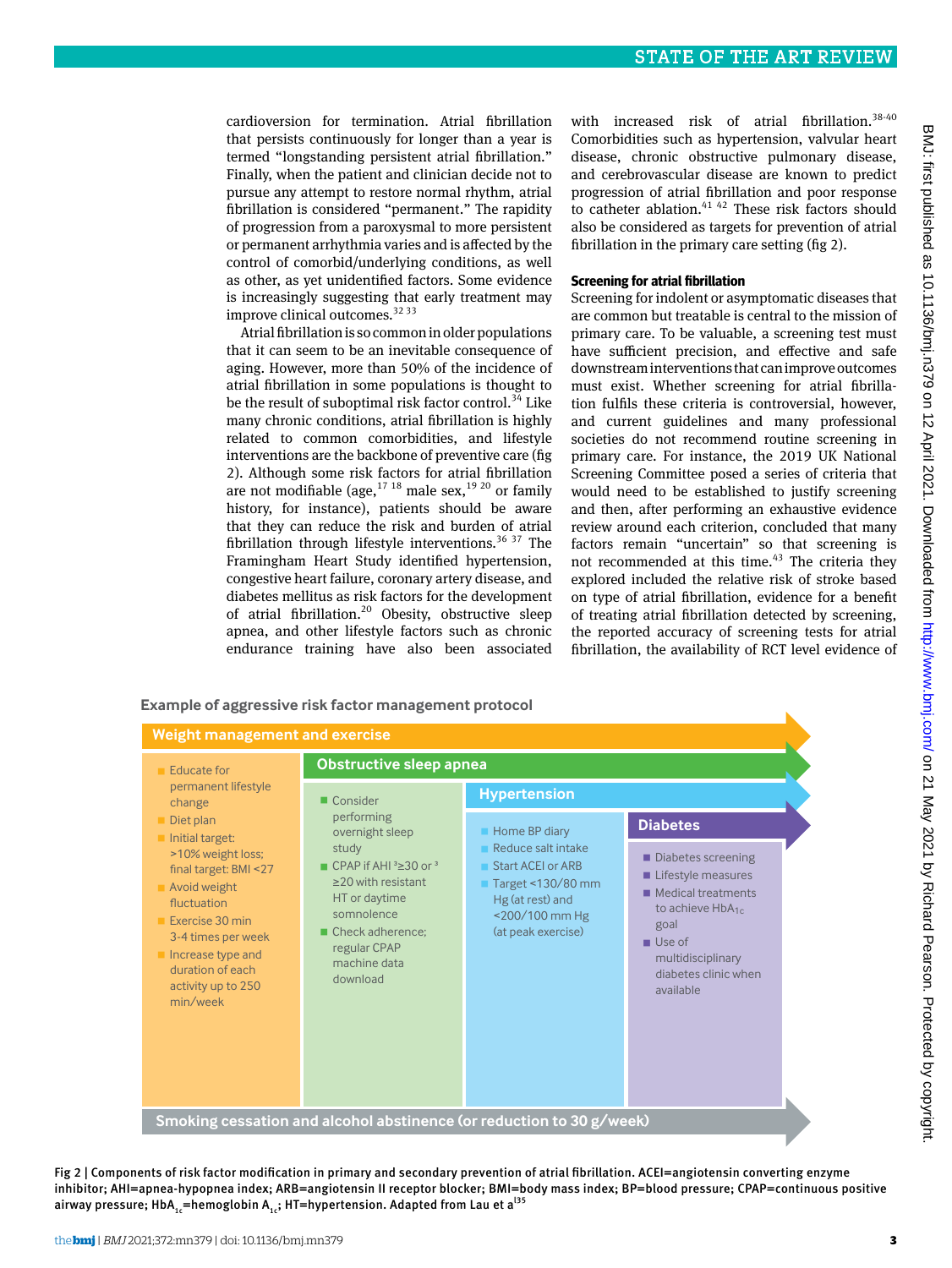cardioversion for termination. Atrial fibrillation that persists continuously for longer than a year is termed "longstanding persistent atrial fibrillation." Finally, when the patient and clinician decide not to pursue any attempt to restore normal rhythm, atrial fibrillation is considered "permanent." The rapidity of progression from a paroxysmal to more persistent or permanent arrhythmia varies and is affected by the control of comorbid/underlying conditions, as well as other, as yet unidentified factors. Some evidence is increasingly suggesting that early treatment may improve clinical outcomes.[32 33]

Atrial fibrillation is so common in older populations that it can seem to be an inevitable consequence of aging. However, more than 50% of the incidence of atrial fibrillation in some populations is thought to be the result of suboptimal risk factor control.[34] Like many chronic conditions, atrial fibrillation is highly related to common comorbidities, and lifestyle interventions are the backbone of preventive care (fig 2). Although some risk factors for atrial fibrillation are not modifiable (age,[17 18] male sex,[19 20] or family history, for instance), patients should be aware that they can reduce the risk and burden of atrial fibrillation through lifestyle interventions.[36 37] The Framingham Heart Study identified hypertension, congestive heart failure, coronary artery disease, and diabetes mellitus as risk factors for the development of atrial fibrillation.[20] Obesity, obstructive sleep apnea, and other lifestyle factors such as chronic endurance training have also been associated with increased risk of atrial fibrillation.[38-40] Comorbidities such as hypertension, valvular heart disease, chronic obstructive pulmonary disease, and cerebrovascular disease are known to predict progression of atrial fibrillation and poor response to catheter ablation.[41 42] These risk factors should also be considered as targets for prevention of atrial fibrillation in the primary care setting (fig 2).

### Screening for atrial fibrillation

Screening for indolent or asymptomatic diseases that are common but treatable is central to the mission of primary care. To be valuable, a screening test must have sufficient precision, and effective and safe downstream interventions that can improve outcomes must exist. Whether screening for atrial fibrillation fulfils these criteria is controversial, however, and current guidelines and many professional societies do not recommend routine screening in primary care. For instance, the 2019 UK National Screening Committee posed a series of criteria that would need to be established to justify screening and then, after performing an exhaustive evidence review around each criterion, concluded that many factors remain "uncertain" so that screening is not recommended at this time.[43] The criteria they explored included the relative risk of stroke based on type of atrial fibrillation, evidence for a benefit of treating atrial fibrillation detected by screening, the reported accuracy of screening tests for atrial fibrillation, the availability of RCT level evidence of

**Example of aggressive risk factor management protocol**

**Weight management and exercise**
- Educate for permanent lifestyle change
- Diet plan
- Initial target: >10% weight loss; final target: BMI <27
- Avoid weight fluctuation
- Exercise 30 min 3-4 times per week
- Increase type and duration of each activity up to 250 min/week

**Obstructive sleep apnea**
- Consider performing overnight sleep study
- CPAP if AHI ≥30 or ≥20 with resistant HT or daytime somnolence
- Check adherence; regular CPAP machine data download

**Hypertension**
- Home BP diary
- Reduce salt intake
- Start ACEI or ARB
- Target <130/80 mm Hg (at rest) and <200/100 mm Hg (at peak exercise)

**Diabetes**
- Diabetes screening
- Lifestyle measures
- Medical treatments to achieve $HbA_{1c}$ goal
- Use of multidisciplinary diabetes clinic when available

**Smoking cessation and alcohol abstinence (or reduction to 30 g/week)**

Fig 2 | Components of risk factor modification in primary and secondary prevention of atrial fibrillation. ACEI=angiotensin converting enzyme inhibitor; AHI=apnea-hypopnea index; ARB=angiotensin II receptor blocker; BMI=body mass index; BP=blood pressure; CPAP=continuous positive airway pressure; $HbA_{1c}$=hemoglobin $A_{1c}$; HT=hypertension. Adapted from Lau et al[35]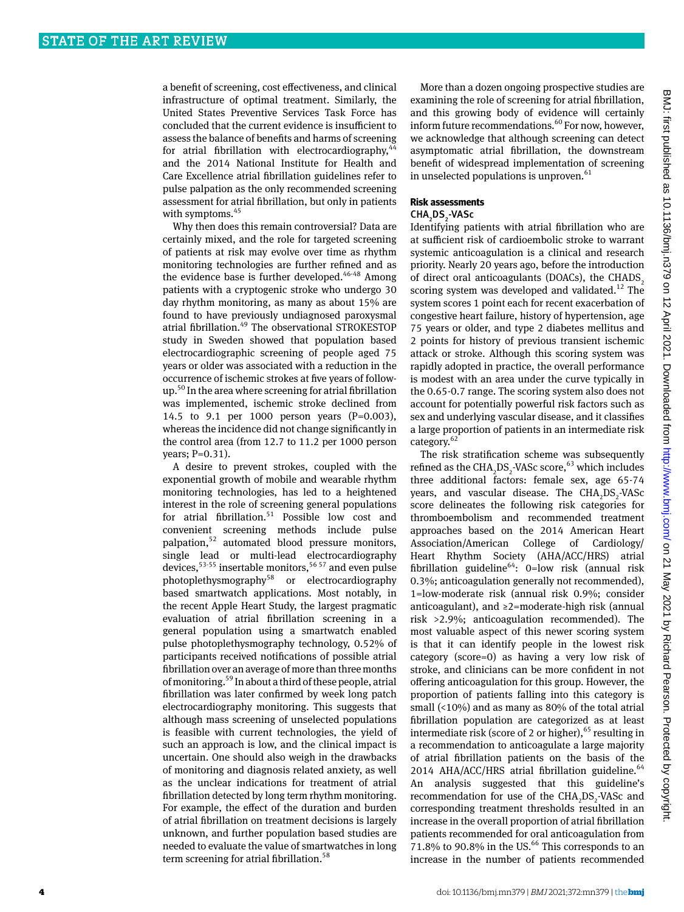a benefit of screening, cost effectiveness, and clinical infrastructure of optimal treatment. Similarly, the United States Preventive Services Task Force has concluded that the current evidence is insufficient to assess the balance of benefits and harms of screening for atrial fibrillation with electrocardiography,[44] and the 2014 National Institute for Health and Care Excellence atrial fibrillation guidelines refer to pulse palpation as the only recommended screening assessment for atrial fibrillation, but only in patients with symptoms.[45]

Why then does this remain controversial? Data are certainly mixed, and the role for targeted screening of patients at risk may evolve over time as rhythm monitoring technologies are further refined and as the evidence base is further developed.[46-48] Among patients with a cryptogenic stroke who undergo 30 day rhythm monitoring, as many as about 15% are found to have previously undiagnosed paroxysmal atrial fibrillation.[49] The observational STROKESTOP study in Sweden showed that population based electrocardiographic screening of people aged 75 years or older was associated with a reduction in the occurrence of ischemic strokes at five years of follow-up.[50] In the area where screening for atrial fibrillation was implemented, ischemic stroke declined from 14.5 to 9.1 per 1000 person years (P=0.003), whereas the incidence did not change significantly in the control area (from 12.7 to 11.2 per 1000 person years; P=0.31).

A desire to prevent strokes, coupled with the exponential growth of mobile and wearable rhythm monitoring technologies, has led to a heightened interest in the role of screening general populations for atrial fibrillation.[51] Possible low cost and convenient screening methods include pulse palpation,[52] automated blood pressure monitors, single lead or multi-lead electrocardiography devices,[53-55] insertable monitors,[56 57] and even pulse photoplethysmography[58] or electrocardiography based smartwatch applications. Most notably, in the recent Apple Heart Study, the largest pragmatic evaluation of atrial fibrillation screening in a general population using a smartwatch enabled pulse photoplethysmography technology, 0.52% of participants received notifications of possible atrial fibrillation over an average of more than three months of monitoring.[59] In about a third of these people, atrial fibrillation was later confirmed by week long patch electrocardiography monitoring. This suggests that although mass screening of unselected populations is feasible with current technologies, the yield of such an approach is low, and the clinical impact is uncertain. One should also weigh in the drawbacks of monitoring and diagnosis related anxiety, as well as the unclear indications for treatment of atrial fibrillation detected by long term rhythm monitoring. For example, the effect of the duration and burden of atrial fibrillation on treatment decisions is largely unknown, and further population based studies are needed to evaluate the value of smartwatches in long term screening for atrial fibrillation.[58]

More than a dozen ongoing prospective studies are examining the role of screening for atrial fibrillation, and this growing body of evidence will certainly inform future recommendations.[60] For now, however, we acknowledge that although screening can detect asymptomatic atrial fibrillation, the downstream benefit of widespread implementation of screening in unselected populations is unproven.[61]

## Risk assessments

### $CHA_2DS_2$-VASc

Identifying patients with atrial fibrillation who are at sufficient risk of cardioembolic stroke to warrant systemic anticoagulation is a clinical and research priority. Nearly 20 years ago, before the introduction of direct oral anticoagulants (DOACs), the $CHADS_2$ scoring system was developed and validated.[12] The system scores 1 point each for recent exacerbation of congestive heart failure, history of hypertension, age 75 years or older, and type 2 diabetes mellitus and 2 points for history of previous transient ischemic attack or stroke. Although this scoring system was rapidly adopted in practice, the overall performance is modest with an area under the curve typically in the 0.65-0.7 range. The scoring system also does not account for potentially powerful risk factors such as sex and underlying vascular disease, and it classifies a large proportion of patients in an intermediate risk category.[62]

The risk stratification scheme was subsequently refined as the $CHA_2DS_2$-VASc score,[63] which includes three additional factors: female sex, age 65-74 years, and vascular disease. The $CHA_2DS_2$-VASc score delineates the following risk categories for thromboembolism and recommended treatment approaches based on the 2014 American Heart Association/American College of Cardiology/Heart Rhythm Society (AHA/ACC/HRS) atrial fibrillation guideline[64]: 0=low risk (annual risk 0.3%; anticoagulation generally not recommended), 1=low-moderate risk (annual risk 0.9%; consider anticoagulant), and ≥2=moderate-high risk (annual risk >2.9%; anticoagulation recommended). The most valuable aspect of this newer scoring system is that it can identify people in the lowest risk category (score=0) as having a very low risk of stroke, and clinicians can be more confident in not offering anticoagulation for this group. However, the proportion of patients falling into this category is small (<10%) and as many as 80% of the total atrial fibrillation population are categorized as at least intermediate risk (score of 2 or higher),[65] resulting in a recommendation to anticoagulate a large majority of atrial fibrillation patients on the basis of the 2014 AHA/ACC/HRS atrial fibrillation guideline.[64] An analysis suggested that this guideline's recommendation for use of the $CHA_2DS_2$-VASc and corresponding treatment thresholds resulted in an increase in the overall proportion of atrial fibrillation patients recommended for oral anticoagulation from 71.8% to 90.8% in the US.[66] This corresponds to an increase in the number of patients recommended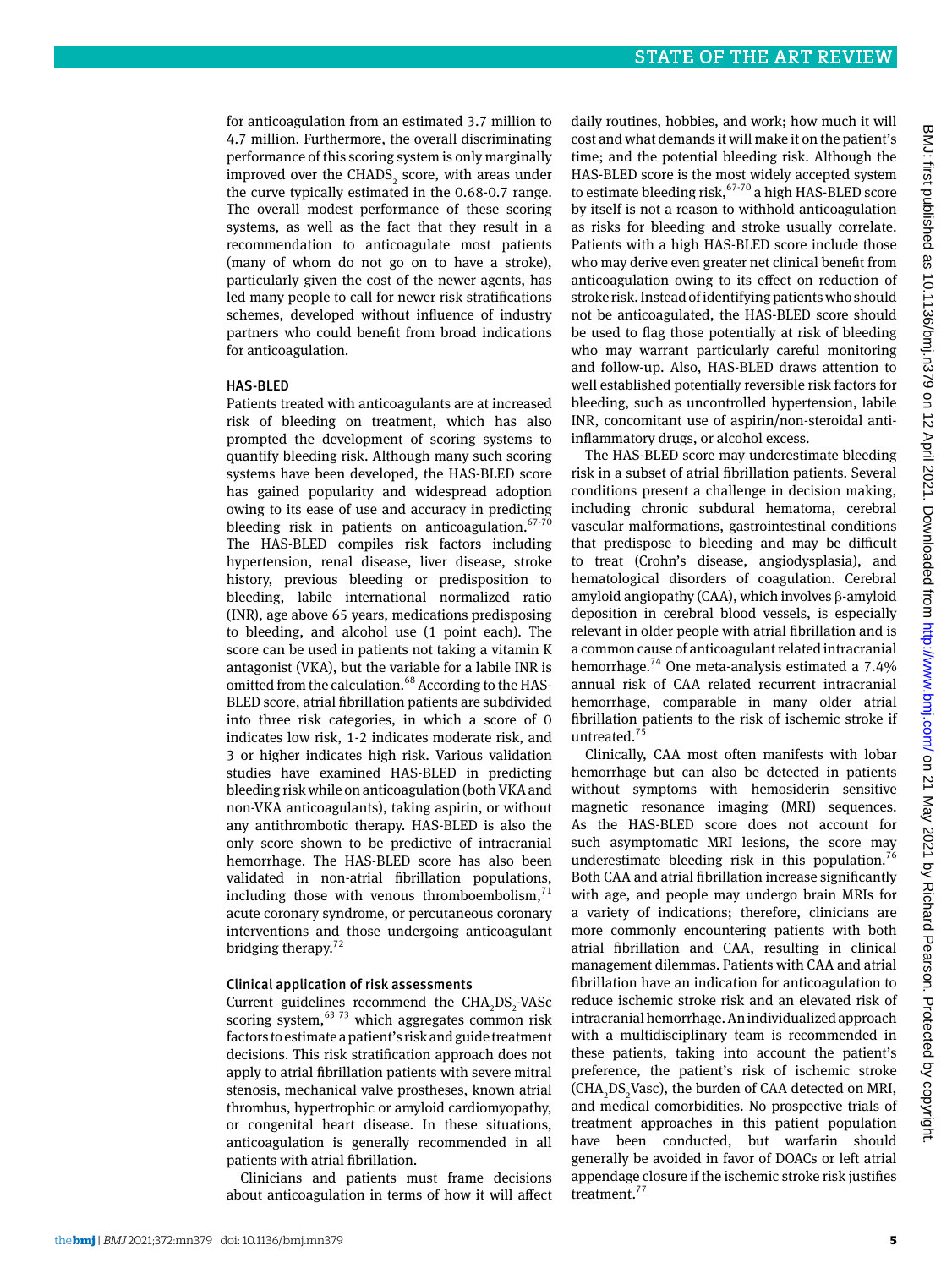for anticoagulation from an estimated 3.7 million to 4.7 million. Furthermore, the overall discriminating performance of this scoring system is only marginally improved over the $CHADS_2$ score, with areas under the curve typically estimated in the 0.68-0.7 range. The overall modest performance of these scoring systems, as well as the fact that they result in a recommendation to anticoagulate most patients (many of whom do not go on to have a stroke), particularly given the cost of the newer agents, has led many people to call for newer risk stratifications schemes, developed without influence of industry partners who could benefit from broad indications for anticoagulation.

### HAS-BLED

Patients treated with anticoagulants are at increased risk of bleeding on treatment, which has also prompted the development of scoring systems to quantify bleeding risk. Although many such scoring systems have been developed, the HAS-BLED score has gained popularity and widespread adoption owing to its ease of use and accuracy in predicting bleeding risk in patients on anticoagulation.[67-70] The HAS-BLED compiles risk factors including hypertension, renal disease, liver disease, stroke history, previous bleeding or predisposition to bleeding, labile international normalized ratio (INR), age above 65 years, medications predisposing to bleeding, and alcohol use (1 point each). The score can be used in patients not taking a vitamin K antagonist (VKA), but the variable for a labile INR is omitted from the calculation.[68] According to the HAS-BLED score, atrial fibrillation patients are subdivided into three risk categories, in which a score of 0 indicates low risk, 1-2 indicates moderate risk, and 3 or higher indicates high risk. Various validation studies have examined HAS-BLED in predicting bleeding risk while on anticoagulation (both VKA and non-VKA anticoagulants), taking aspirin, or without any antithrombotic therapy. HAS-BLED is also the only score shown to be predictive of intracranial hemorrhage. The HAS-BLED score has also been validated in non-atrial fibrillation populations, including those with venous thromboembolism,[71] acute coronary syndrome, or percutaneous coronary interventions and those undergoing anticoagulant bridging therapy.[72]

### Clinical application of risk assessments

Current guidelines recommend the $CHA_2DS_2$-VASc scoring system,[63 73] which aggregates common risk factors to estimate a patient's risk and guide treatment decisions. This risk stratification approach does not apply to atrial fibrillation patients with severe mitral stenosis, mechanical valve prostheses, known atrial thrombus, hypertrophic or amyloid cardiomyopathy, or congenital heart disease. In these situations, anticoagulation is generally recommended in all patients with atrial fibrillation.

Clinicians and patients must frame decisions about anticoagulation in terms of how it will affect daily routines, hobbies, and work; how much it will cost and what demands it will make it on the patient's time; and the potential bleeding risk. Although the HAS-BLED score is the most widely accepted system to estimate bleeding risk,[67-70] a high HAS-BLED score by itself is not a reason to withhold anticoagulation as risks for bleeding and stroke usually correlate. Patients with a high HAS-BLED score include those who may derive even greater net clinical benefit from anticoagulation owing to its effect on reduction of stroke risk. Instead of identifying patients who should not be anticoagulated, the HAS-BLED score should be used to flag those potentially at risk of bleeding who may warrant particularly careful monitoring and follow-up. Also, HAS-BLED draws attention to well established potentially reversible risk factors for bleeding, such as uncontrolled hypertension, labile INR, concomitant use of aspirin/non-steroidal anti-inflammatory drugs, or alcohol excess.

The HAS-BLED score may underestimate bleeding risk in a subset of atrial fibrillation patients. Several conditions present a challenge in decision making, including chronic subdural hematoma, cerebral vascular malformations, gastrointestinal conditions that predispose to bleeding and may be difficult to treat (Crohn's disease, angiodysplasia), and hematological disorders of coagulation. Cerebral amyloid angiopathy (CAA), which involves β-amyloid deposition in cerebral blood vessels, is especially relevant in older people with atrial fibrillation and is a common cause of anticoagulant related intracranial hemorrhage.[74] One meta-analysis estimated a 7.4% annual risk of CAA related recurrent intracranial hemorrhage, comparable in many older atrial fibrillation patients to the risk of ischemic stroke if untreated.[75]

Clinically, CAA most often manifests with lobar hemorrhage but can also be detected in patients without symptoms with hemosiderin sensitive magnetic resonance imaging (MRI) sequences. As the HAS-BLED score does not account for such asymptomatic MRI lesions, the score may underestimate bleeding risk in this population.[76] Both CAA and atrial fibrillation increase significantly with age, and people may undergo brain MRIs for a variety of indications; therefore, clinicians are more commonly encountering patients with both atrial fibrillation and CAA, resulting in clinical management dilemmas. Patients with CAA and atrial fibrillation have an indication for anticoagulation to reduce ischemic stroke risk and an elevated risk of intracranial hemorrhage. An individualized approach with a multidisciplinary team is recommended in these patients, taking into account the patient's preference, the patient's risk of ischemic stroke ($CHA_2DS_2$Vasc), the burden of CAA detected on MRI, and medical comorbidities. No prospective trials of treatment approaches in this patient population have been conducted, but warfarin should generally be avoided in favor of DOACs or left atrial appendage closure if the ischemic stroke risk justifies treatment.[77]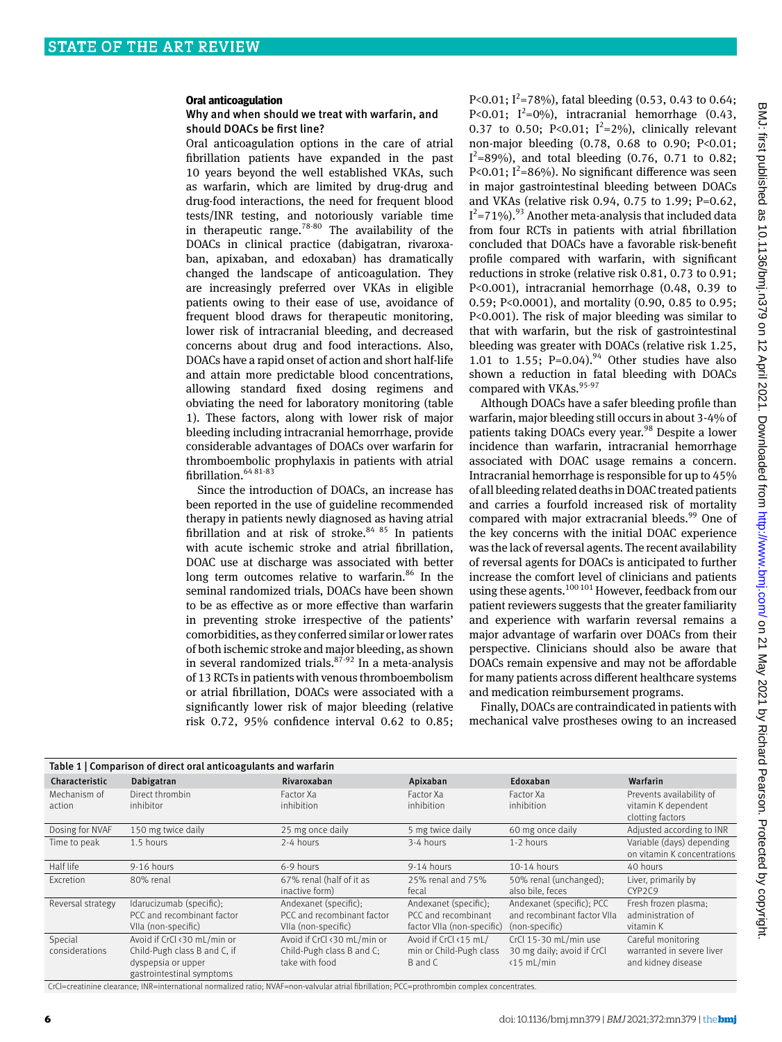## Oral anticoagulation

### Why and when should we treat with warfarin, and should DOACs be first line?

Oral anticoagulation options in the care of atrial fibrillation patients have expanded in the past 10 years beyond the well established VKAs, such as warfarin, which are limited by drug-drug and drug-food interactions, the need for frequent blood tests/INR testing, and notoriously variable time in therapeutic range.[78-80] The availability of the DOACs in clinical practice (dabigatran, rivaroxaban, apixaban, and edoxaban) has dramatically changed the landscape of anticoagulation. They are increasingly preferred over VKAs in eligible patients owing to their ease of use, avoidance of frequent blood draws for therapeutic monitoring, lower risk of intracranial bleeding, and decreased concerns about drug and food interactions. Also, DOACs have a rapid onset of action and short half-life and attain more predictable blood concentrations, allowing standard fixed dosing regimens and obviating the need for laboratory monitoring (table 1). These factors, along with lower risk of major bleeding including intracranial hemorrhage, provide considerable advantages of DOACs over warfarin for thromboembolic prophylaxis in patients with atrial fibrillation.[64 81-83]

Since the introduction of DOACs, an increase has been reported in the use of guideline recommended therapy in patients newly diagnosed as having atrial fibrillation and at risk of stroke.[84 85] In patients with acute ischemic stroke and atrial fibrillation, DOAC use at discharge was associated with better long term outcomes relative to warfarin.[86] In the seminal randomized trials, DOACs have been shown to be as effective as or more effective than warfarin in preventing stroke irrespective of the patients' comorbidities, as they conferred similar or lower rates of both ischemic stroke and major bleeding, as shown in several randomized trials.[87-92] In a meta-analysis of 13 RCTs in patients with venous thromboembolism or atrial fibrillation, DOACs were associated with a significantly lower risk of major bleeding (relative risk 0.72, 95% confidence interval 0.62 to 0.85; P<0.01; $I^2$=78%), fatal bleeding (0.53, 0.43 to 0.64; P<0.01; $I^2$=0%), intracranial hemorrhage (0.43, 0.37 to 0.50; P<0.01; $I^2$=2%), clinically relevant non-major bleeding (0.78, 0.68 to 0.90; P<0.01; $I^2$=89%), and total bleeding (0.76, 0.71 to 0.82; P<0.01; $I^2$=86%). No significant difference was seen in major gastrointestinal bleeding between DOACs and VKAs (relative risk 0.94, 0.75 to 1.99; P=0.62, $I^2$=71%).[93] Another meta-analysis that included data from four RCTs in patients with atrial fibrillation concluded that DOACs have a favorable risk-benefit profile compared with warfarin, with significant reductions in stroke (relative risk 0.81, 0.73 to 0.91; P<0.001), intracranial hemorrhage (0.48, 0.39 to 0.59; P<0.0001), and mortality (0.90, 0.85 to 0.95; P<0.001). The risk of major bleeding was similar to that with warfarin, but the risk of gastrointestinal bleeding was greater with DOACs (relative risk 1.25, 1.01 to 1.55; P=0.04).[94] Other studies have also shown a reduction in fatal bleeding with DOACs compared with VKAs.[95-97]

Although DOACs have a safer bleeding profile than warfarin, major bleeding still occurs in about 3-4% of patients taking DOACs every year.[98] Despite a lower incidence than warfarin, intracranial hemorrhage associated with DOAC usage remains a concern. Intracranial hemorrhage is responsible for up to 45% of all bleeding related deaths in DOAC treated patients and carries a fourfold increased risk of mortality compared with major extracranial bleeds.[99] One of the key concerns with the initial DOAC experience was the lack of reversal agents. The recent availability of reversal agents for DOACs is anticipated to further increase the comfort level of clinicians and patients using these agents.[100 101] However, feedback from our patient reviewers suggests that the greater familiarity and experience with warfarin reversal remains a major advantage of warfarin over DOACs from their perspective. Clinicians should also be aware that DOACs remain expensive and may not be affordable for many patients across different healthcare systems and medication reimbursement programs.

Finally, DOACs are contraindicated in patients with mechanical valve prostheses owing to an increased

**Table 1 | Comparison of direct oral anticoagulants and warfarin**

| Characteristic | Dabigatran | Rivaroxaban | Apixaban | Edoxaban | Warfarin |
|---|---|---|---|---|---|
| Mechanism of action | Direct thrombin inhibitor | Factor Xa inhibition | Factor Xa inhibition | Factor Xa inhibition | Prevents availability of vitamin K dependent clotting factors |
| Dosing for NVAF | 150 mg twice daily | 25 mg once daily | 5 mg twice daily | 60 mg once daily | Adjusted according to INR |
| Time to peak | 1.5 hours | 2-4 hours | 3-4 hours | 1-2 hours | Variable (days) depending on vitamin K concentrations |
| Half life | 9-16 hours | 6-9 hours | 9-14 hours | 10-14 hours | 40 hours |
| Excretion | 80% renal | 67% renal (half of it as inactive form) | 25% renal and 75% fecal | 50% renal (unchanged); also bile, feces | Liver, primarily by CYP2C9 |
| Reversal strategy | Idarucizumab (specific); PCC and recombinant factor VIIa (non-specific) | Andexanet (specific); PCC and recombinant factor VIIa (non-specific) | Andexanet (specific); PCC and recombinant factor VIIa (non-specific) | Andexanet (specific); PCC and recombinant factor VIIa (non-specific) | Fresh frozen plasma; administration of vitamin K |
| Special considerations | Avoid if CrCl <30 mL/min or Child-Pugh class B and C, if dyspepsia or upper gastrointestinal symptoms | Avoid if CrCl <30 mL/min or Child-Pugh class B and C; take with food | Avoid if CrCl <15 mL/min or Child-Pugh class B and C | CrCl 15-30 mL/min use 30 mg daily; avoid if CrCl <15 mL/min | Careful monitoring warranted in severe liver and kidney disease |

CrCl=creatinine clearance; INR=international normalized ratio; NVAF=non-valvular atrial fibrillation; PCC=prothrombin complex concentrates.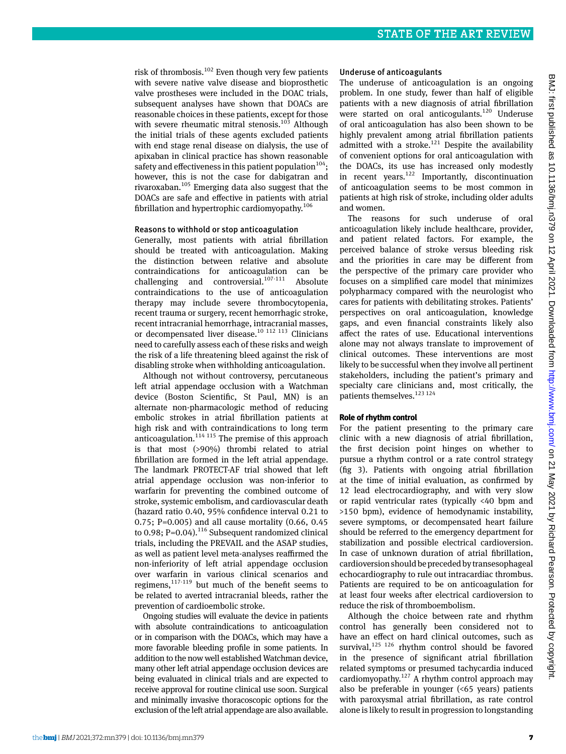risk of thrombosis.[102] Even though very few patients with severe native valve disease and bioprosthetic valve prostheses were included in the DOAC trials, subsequent analyses have shown that DOACs are reasonable choices in these patients, except for those with severe rheumatic mitral stenosis.[103] Although the initial trials of these agents excluded patients with end stage renal disease on dialysis, the use of apixaban in clinical practice has shown reasonable safety and effectiveness in this patient population[104]; however, this is not the case for dabigatran and rivaroxaban.[105] Emerging data also suggest that the DOACs are safe and effective in patients with atrial fibrillation and hypertrophic cardiomyopathy.[106]

### Reasons to withhold or stop anticoagulation

Generally, most patients with atrial fibrillation should be treated with anticoagulation. Making the distinction between relative and absolute contraindications for anticoagulation can be challenging and controversial.[107-111] Absolute contraindications to the use of anticoagulation therapy may include severe thrombocytopenia, recent trauma or surgery, recent hemorrhagic stroke, recent intracranial hemorrhage, intracranial masses, or decompensated liver disease.[10 112 113] Clinicians need to carefully assess each of these risks and weigh the risk of a life threatening bleed against the risk of disabling stroke when withholding anticoagulation.

Although not without controversy, percutaneous left atrial appendage occlusion with a Watchman device (Boston Scientific, St Paul, MN) is an alternate non-pharmacologic method of reducing embolic strokes in atrial fibrillation patients at high risk and with contraindications to long term anticoagulation.[114 115] The premise of this approach is that most (>90%) thrombi related to atrial fibrillation are formed in the left atrial appendage. The landmark PROTECT-AF trial showed that left atrial appendage occlusion was non-inferior to warfarin for preventing the combined outcome of stroke, systemic embolism, and cardiovascular death (hazard ratio 0.40, 95% confidence interval 0.21 to 0.75; P=0.005) and all cause mortality (0.66, 0.45 to 0.98; P=0.04).[116] Subsequent randomized clinical trials, including the PREVAIL and the ASAP studies, as well as patient level meta-analyses reaffirmed the non-inferiority of left atrial appendage occlusion over warfarin in various clinical scenarios and regimens,[117-119] but much of the benefit seems to be related to averted intracranial bleeds, rather the prevention of cardioembolic stroke.

Ongoing studies will evaluate the device in patients with absolute contraindications to anticoagulation or in comparison with the DOACs, which may have a more favorable bleeding profile in some patients. In addition to the now well established Watchman device, many other left atrial appendage occlusion devices are being evaluated in clinical trials and are expected to receive approval for routine clinical use soon. Surgical and minimally invasive thoracoscopic options for the exclusion of the left atrial appendage are also available.

### Underuse of anticoagulants

The underuse of anticoagulation is an ongoing problem. In one study, fewer than half of eligible patients with a new diagnosis of atrial fibrillation were started on oral anticogulants.[120] Underuse of oral anticoagulation has also been shown to be highly prevalent among atrial fibrillation patients admitted with a stroke.[121] Despite the availability of convenient options for oral anticoagulation with the DOACs, its use has increased only modestly in recent years.[122] Importantly, discontinuation of anticoagulation seems to be most common in patients at high risk of stroke, including older adults and women.

The reasons for such underuse of oral anticoagulation likely include healthcare, provider, and patient related factors. For example, the perceived balance of stroke versus bleeding risk and the priorities in care may be different from the perspective of the primary care provider who focuses on a simplified care model that minimizes polypharmacy compared with the neurologist who cares for patients with debilitating strokes. Patients' perspectives on oral anticoagulation, knowledge gaps, and even financial constraints likely also affect the rates of use. Educational interventions alone may not always translate to improvement of clinical outcomes. These interventions are most likely to be successful when they involve all pertinent stakeholders, including the patient's primary and specialty care clinicians and, most critically, the patients themselves.[123 124]

## Role of rhythm control

For the patient presenting to the primary care clinic with a new diagnosis of atrial fibrillation, the first decision point hinges on whether to pursue a rhythm control or a rate control strategy (fig 3). Patients with ongoing atrial fibrillation at the time of initial evaluation, as confirmed by 12 lead electrocardiography, and with very slow or rapid ventricular rates (typically <40 bpm and >150 bpm), evidence of hemodynamic instability, severe symptoms, or decompensated heart failure should be referred to the emergency department for stabilization and possible electrical cardioversion. In case of unknown duration of atrial fibrillation, cardioversion should be preceded by transesophageal echocardiography to rule out intracardiac thrombus. Patients are required to be on anticoagulation for at least four weeks after electrical cardioversion to reduce the risk of thromboembolism.

Although the choice between rate and rhythm control has generally been considered not to have an effect on hard clinical outcomes, such as survival,[125 126] rhythm control should be favored in the presence of significant atrial fibrillation related symptoms or presumed tachycardia induced cardiomyopathy.[127] A rhythm control approach may also be preferable in younger (<65 years) patients with paroxysmal atrial fibrillation, as rate control alone is likely to result in progression to longstanding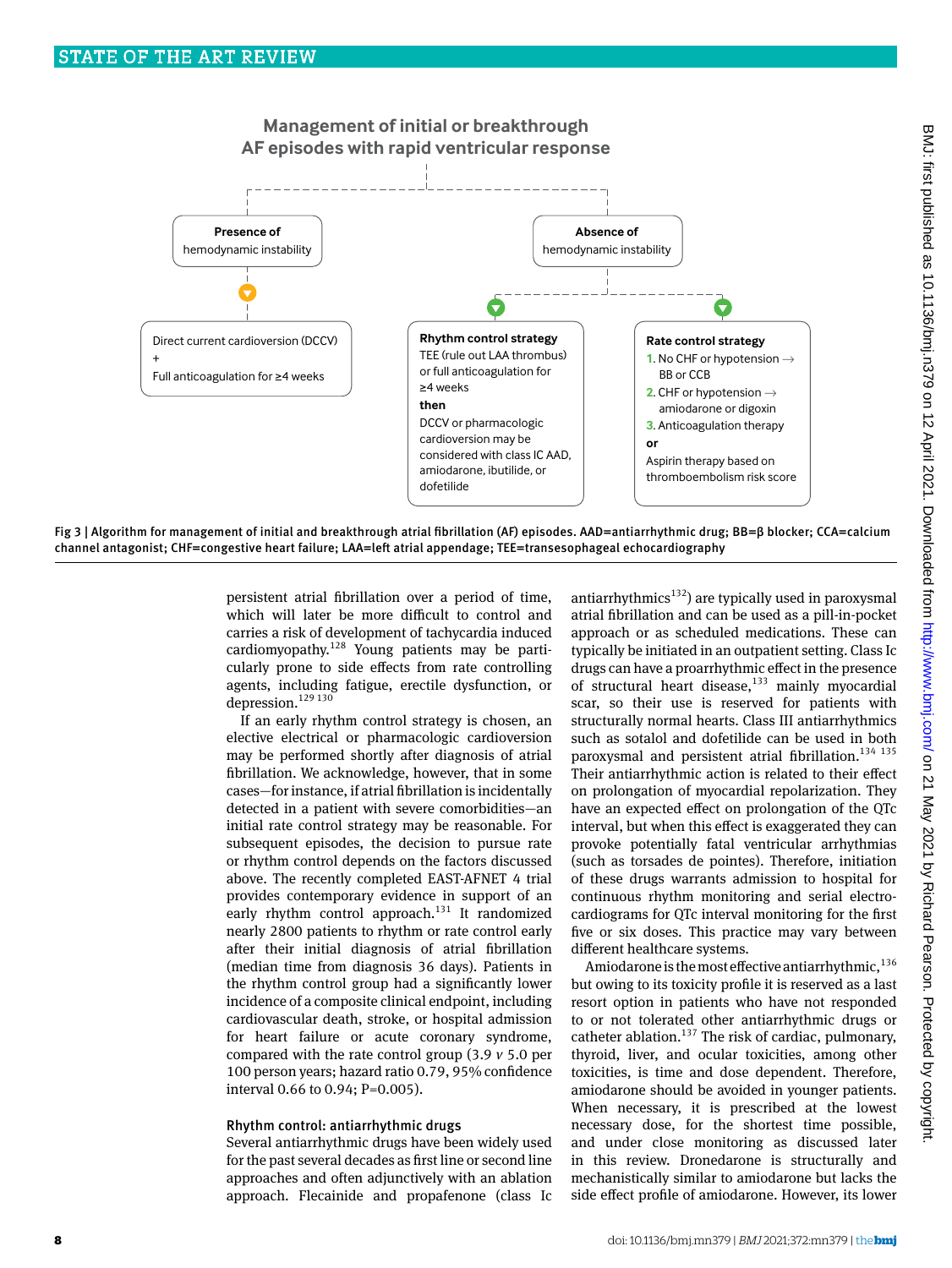**Management of initial or breakthrough AF episodes with rapid ventricular response**

**Presence of hemodynamic instability**

- Direct current cardioversion (DCCV) + Full anticoagulation for ≥4 weeks

**Absence of hemodynamic instability**

- **Rhythm control strategy**
  TEE (rule out LAA thrombus) or full anticoagulation for ≥4 weeks
  **then**
  DCCV or pharmacologic cardioversion may be considered with class IC AAD, amiodarone, ibutilide, or dofetilide

- **Rate control strategy**
  1. No CHF or hypotension → BB or CCB
  2. CHF or hypotension → amiodarone or digoxin
  3. Anticoagulation therapy
  **or**
  Aspirin therapy based on thromboembolism risk score

Fig 3 | Algorithm for management of initial and breakthrough atrial fibrillation (AF) episodes. AAD=antiarrhythmic drug; BB=β blocker; CCA=calcium channel antagonist; CHF=congestive heart failure; LAA=left atrial appendage; TEE=transesophageal echocardiography

persistent atrial fibrillation over a period of time, which will later be more difficult to control and carries a risk of development of tachycardia induced cardiomyopathy.[128] Young patients may be particularly prone to side effects from rate controlling agents, including fatigue, erectile dysfunction, or depression.[129 130]

If an early rhythm control strategy is chosen, an elective electrical or pharmacologic cardioversion may be performed shortly after diagnosis of atrial fibrillation. We acknowledge, however, that in some cases—for instance, if atrial fibrillation is incidentally detected in a patient with severe comorbidities—an initial rate control strategy may be reasonable. For subsequent episodes, the decision to pursue rate or rhythm control depends on the factors discussed above. The recently completed EAST-AFNET 4 trial provides contemporary evidence in support of an early rhythm control approach.[131] It randomized nearly 2800 patients to rhythm or rate control early after their initial diagnosis of atrial fibrillation (median time from diagnosis 36 days). Patients in the rhythm control group had a significantly lower incidence of a composite clinical endpoint, including cardiovascular death, stroke, or hospital admission for heart failure or acute coronary syndrome, compared with the rate control group (3.9 *v* 5.0 per 100 person years; hazard ratio 0.79, 95% confidence interval 0.66 to 0.94; P=0.005).

### Rhythm control: antiarrhythmic drugs

Several antiarrhythmic drugs have been widely used for the past several decades as first line or second line approaches and often adjunctively with an ablation approach. Flecainide and propafenone (class Ic antiarrhythmics[132]) are typically used in paroxysmal atrial fibrillation and can be used as a pill-in-pocket approach or as scheduled medications. These can typically be initiated in an outpatient setting. Class Ic drugs can have a proarrhythmic effect in the presence of structural heart disease,[133] mainly myocardial scar, so their use is reserved for patients with structurally normal hearts. Class III antiarrhythmics such as sotalol and dofetilide can be used in both paroxysmal and persistent atrial fibrillation.[134 135] Their antiarrhythmic action is related to their effect on prolongation of myocardial repolarization. They have an expected effect on prolongation of the QTc interval, but when this effect is exaggerated they can provoke potentially fatal ventricular arrhythmias (such as torsades de pointes). Therefore, initiation of these drugs warrants admission to hospital for continuous rhythm monitoring and serial electrocardiograms for QTc interval monitoring for the first five or six doses. This practice may vary between different healthcare systems.

Amiodarone is the most effective antiarrhythmic,[136] but owing to its toxicity profile it is reserved as a last resort option in patients who have not responded to or not tolerated other antiarrhythmic drugs or catheter ablation.[137] The risk of cardiac, pulmonary, thyroid, liver, and ocular toxicities, among other toxicities, is time and dose dependent. Therefore, amiodarone should be avoided in younger patients. When necessary, it is prescribed at the lowest necessary dose, for the shortest time possible, and under close monitoring as discussed later in this review. Dronedarone is structurally and mechanistically similar to amiodarone but lacks the side effect profile of amiodarone. However, its lower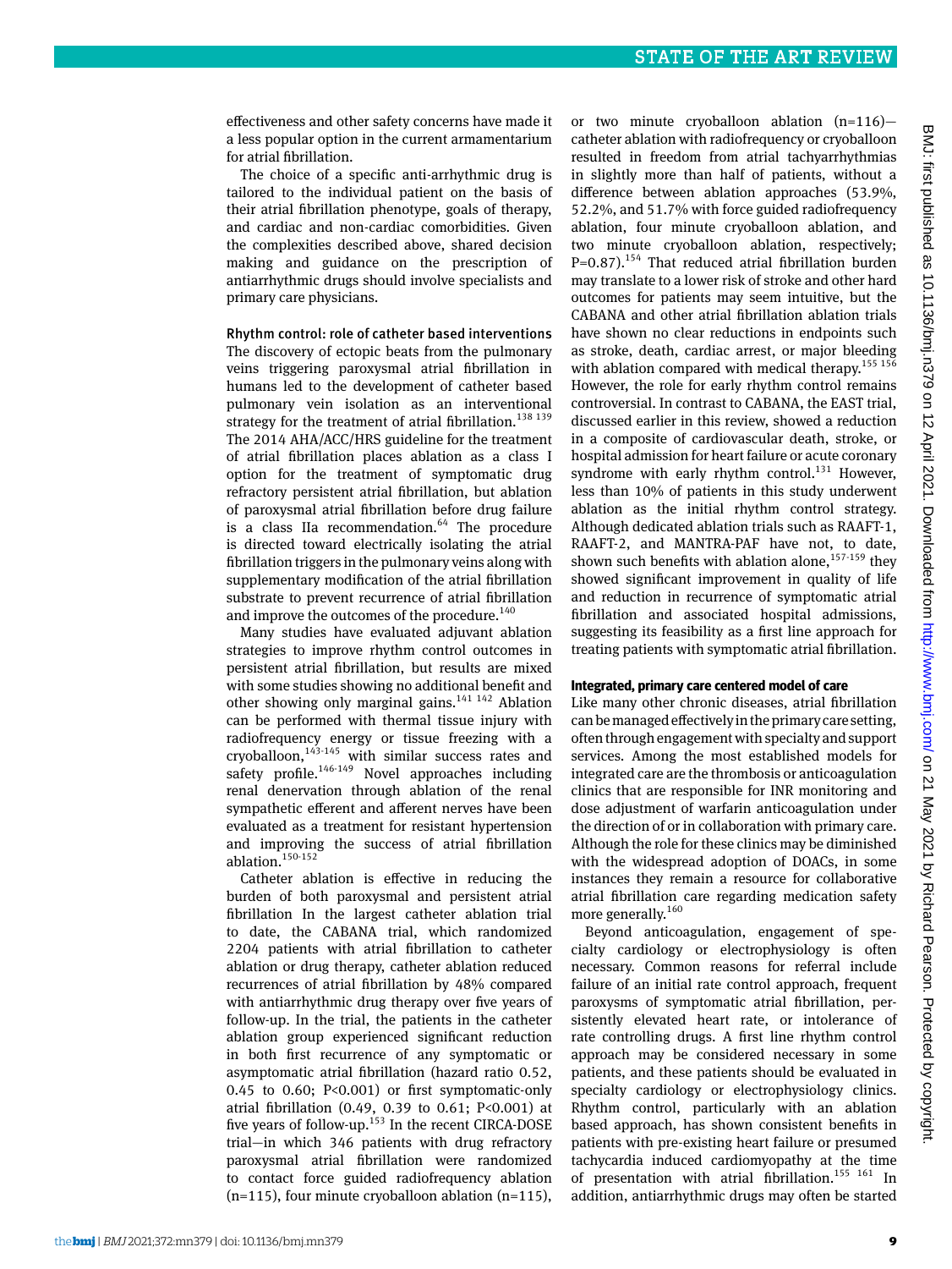effectiveness and other safety concerns have made it a less popular option in the current armamentarium for atrial fibrillation.

The choice of a specific anti-arrhythmic drug is tailored to the individual patient on the basis of their atrial fibrillation phenotype, goals of therapy, and cardiac and non-cardiac comorbidities. Given the complexities described above, shared decision making and guidance on the prescription of antiarrhythmic drugs should involve specialists and primary care physicians.

### Rhythm control: role of catheter based interventions

The discovery of ectopic beats from the pulmonary veins triggering paroxysmal atrial fibrillation in humans led to the development of catheter based pulmonary vein isolation as an interventional strategy for the treatment of atrial fibrillation.[138 139] The 2014 AHA/ACC/HRS guideline for the treatment of atrial fibrillation places ablation as a class I option for the treatment of symptomatic drug refractory persistent atrial fibrillation, but ablation of paroxysmal atrial fibrillation before drug failure is a class IIa recommendation.[64] The procedure is directed toward electrically isolating the atrial fibrillation triggers in the pulmonary veins along with supplementary modification of the atrial fibrillation substrate to prevent recurrence of atrial fibrillation and improve the outcomes of the procedure.[140]

Many studies have evaluated adjuvant ablation strategies to improve rhythm control outcomes in persistent atrial fibrillation, but results are mixed with some studies showing no additional benefit and other showing only marginal gains.[141 142] Ablation can be performed with thermal tissue injury with radiofrequency energy or tissue freezing with a cryoballoon,[143-145] with similar success rates and safety profile.[146-149] Novel approaches including renal denervation through ablation of the renal sympathetic efferent and afferent nerves have been evaluated as a treatment for resistant hypertension and improving the success of atrial fibrillation ablation.[150-152]

Catheter ablation is effective in reducing the burden of both paroxysmal and persistent atrial fibrillation In the largest catheter ablation trial to date, the CABANA trial, which randomized 2204 patients with atrial fibrillation to catheter ablation or drug therapy, catheter ablation reduced recurrences of atrial fibrillation by 48% compared with antiarrhythmic drug therapy over five years of follow-up. In the trial, the patients in the catheter ablation group experienced significant reduction in both first recurrence of any symptomatic or asymptomatic atrial fibrillation (hazard ratio 0.52, 0.45 to 0.60; P<0.001) or first symptomatic-only atrial fibrillation (0.49, 0.39 to 0.61; P<0.001) at five years of follow-up.[153] In the recent CIRCA-DOSE trial—in which 346 patients with drug refractory paroxysmal atrial fibrillation were randomized to contact force guided radiofrequency ablation (n=115), four minute cryoballoon ablation (n=115), or two minute cryoballoon ablation (n=116)—catheter ablation with radiofrequency or cryoballoon resulted in freedom from atrial tachyarrhythmias in slightly more than half of patients, without a difference between ablation approaches (53.9%, 52.2%, and 51.7% with force guided radiofrequency ablation, four minute cryoballoon ablation, and two minute cryoballoon ablation, respectively; P=0.87).[154] That reduced atrial fibrillation burden may translate to a lower risk of stroke and other hard outcomes for patients may seem intuitive, but the CABANA and other atrial fibrillation ablation trials have shown no clear reductions in endpoints such as stroke, death, cardiac arrest, or major bleeding with ablation compared with medical therapy.[155 156] However, the role for early rhythm control remains controversial. In contrast to CABANA, the EAST trial, discussed earlier in this review, showed a reduction in a composite of cardiovascular death, stroke, or hospital admission for heart failure or acute coronary syndrome with early rhythm control.[131] However, less than 10% of patients in this study underwent ablation as the initial rhythm control strategy. Although dedicated ablation trials such as RAAFT-1, RAAFT-2, and MANTRA-PAF have not, to date, shown such benefits with ablation alone,[157-159] they showed significant improvement in quality of life and reduction in recurrence of symptomatic atrial fibrillation and associated hospital admissions, suggesting its feasibility as a first line approach for treating patients with symptomatic atrial fibrillation.

## Integrated, primary care centered model of care

Like many other chronic diseases, atrial fibrillation can be managed effectively in the primary care setting, often through engagement with specialty and support services. Among the most established models for integrated care are the thrombosis or anticoagulation clinics that are responsible for INR monitoring and dose adjustment of warfarin anticoagulation under the direction of or in collaboration with primary care. Although the role for these clinics may be diminished with the widespread adoption of DOACs, in some instances they remain a resource for collaborative atrial fibrillation care regarding medication safety more generally.[160]

Beyond anticoagulation, engagement of specialty cardiology or electrophysiology is often necessary. Common reasons for referral include failure of an initial rate control approach, frequent paroxysms of symptomatic atrial fibrillation, persistently elevated heart rate, or intolerance of rate controlling drugs. A first line rhythm control approach may be considered necessary in some patients, and these patients should be evaluated in specialty cardiology or electrophysiology clinics. Rhythm control, particularly with an ablation based approach, has shown consistent benefits in patients with pre-existing heart failure or presumed tachycardia induced cardiomyopathy at the time of presentation with atrial fibrillation.[155 161] In addition, antiarrhythmic drugs may often be started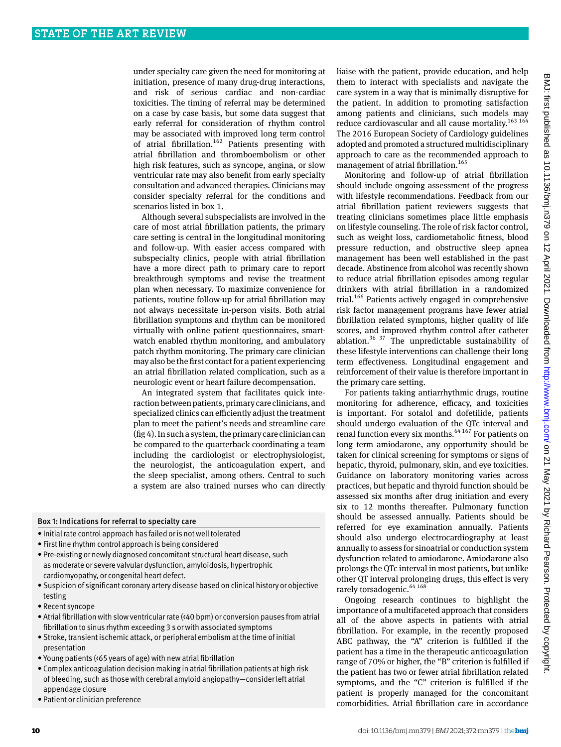under specialty care given the need for monitoring at initiation, presence of many drug-drug interactions, and risk of serious cardiac and non-cardiac toxicities. The timing of referral may be determined on a case by case basis, but some data suggest that early referral for consideration of rhythm control may be associated with improved long term control of atrial fibrillation.[162] Patients presenting with atrial fibrillation and thromboembolism or other high risk features, such as syncope, angina, or slow ventricular rate may also benefit from early specialty consultation and advanced therapies. Clinicians may consider specialty referral for the conditions and scenarios listed in box 1.

Although several subspecialists are involved in the care of most atrial fibrillation patients, the primary care setting is central in the longitudinal monitoring and follow-up. With easier access compared with subspecialty clinics, people with atrial fibrillation have a more direct path to primary care to report breakthrough symptoms and revise the treatment plan when necessary. To maximize convenience for patients, routine follow-up for atrial fibrillation may not always necessitate in-person visits. Both atrial fibrillation symptoms and rhythm can be monitored virtually with online patient questionnaires, smartwatch enabled rhythm monitoring, and ambulatory patch rhythm monitoring. The primary care clinician may also be the first contact for a patient experiencing an atrial fibrillation related complication, such as a neurologic event or heart failure decompensation.

An integrated system that facilitates quick interaction between patients, primary care clinicians, and specialized clinics can efficiently adjust the treatment plan to meet the patient's needs and streamline care (fig 4). In such a system, the primary care clinician can be compared to the quarterback coordinating a team including the cardiologist or electrophysiologist, the neurologist, the anticoagulation expert, and the sleep specialist, among others. Central to such a system are also trained nurses who can directly liaise with the patient, provide education, and help them to interact with specialists and navigate the care system in a way that is minimally disruptive for the patient. In addition to promoting satisfaction among patients and clinicians, such models may reduce cardiovascular and all cause mortality.[163,164] The 2016 European Society of Cardiology guidelines adopted and promoted a structured multidisciplinary approach to care as the recommended approach to management of atrial fibrillation.[165]

**Box 1: Indications for referral to specialty care**

- Initial rate control approach has failed or is not well tolerated
- First line rhythm control approach is being considered
- Pre-existing or newly diagnosed concomitant structural heart disease, such as moderate or severe valvular dysfunction, amyloidosis, hypertrophic cardiomyopathy, or congenital heart defect.
- Suspicion of significant coronary artery disease based on clinical history or objective testing
- Recent syncope
- Atrial fibrillation with slow ventricular rate (<40 bpm) or conversion pauses from atrial fibrillation to sinus rhythm exceeding 3 s or with associated symptoms
- Stroke, transient ischemic attack, or peripheral embolism at the time of initial presentation
- Young patients (<65 years of age) with new atrial fibrillation
- Complex anticoagulation decision making in atrial fibrillation patients at high risk of bleeding, such as those with cerebral amyloid angiopathy—consider left atrial appendage closure
- Patient or clinician preference

Monitoring and follow-up of atrial fibrillation should include ongoing assessment of the progress with lifestyle recommendations. Feedback from our atrial fibrillation patient reviewers suggests that treating clinicians sometimes place little emphasis on lifestyle counseling. The role of risk factor control, such as weight loss, cardiometabolic fitness, blood pressure reduction, and obstructive sleep apnea management has been well established in the past decade. Abstinence from alcohol was recently shown to reduce atrial fibrillation episodes among regular drinkers with atrial fibrillation in a randomized trial.[166] Patients actively engaged in comprehensive risk factor management programs have fewer atrial fibrillation related symptoms, higher quality of life scores, and improved rhythm control after catheter ablation.[36,37] The unpredictable sustainability of these lifestyle interventions can challenge their long term effectiveness. Longitudinal engagement and reinforcement of their value is therefore important in the primary care setting.

For patients taking antiarrhythmic drugs, routine monitoring for adherence, efficacy, and toxicities is important. For sotalol and dofetilide, patients should undergo evaluation of the QTc interval and renal function every six months.[64,167] For patients on long term amiodarone, any opportunity should be taken for clinical screening for symptoms or signs of hepatic, thyroid, pulmonary, skin, and eye toxicities. Guidance on laboratory monitoring varies across practices, but hepatic and thyroid function should be assessed six months after drug initiation and every six to 12 months thereafter. Pulmonary function should be assessed annually. Patients should be referred for eye examination annually. Patients should also undergo electrocardiography at least annually to assess for sinoatrial or conduction system dysfunction related to amiodarone. Amiodarone also prolongs the QTc interval in most patients, but unlike other QT interval prolonging drugs, this effect is very rarely torsadogenic.[64,168]

Ongoing research continues to highlight the importance of a multifaceted approach that considers all of the above aspects in patients with atrial fibrillation. For example, in the recently proposed ABC pathway, the "A" criterion is fulfilled if the patient has a time in the therapeutic anticoagulation range of 70% or higher, the "B" criterion is fulfilled if the patient has two or fewer atrial fibrillation related symptoms, and the "C" criterion is fulfilled if the patient is properly managed for the concomitant comorbidities. Atrial fibrillation care in accordance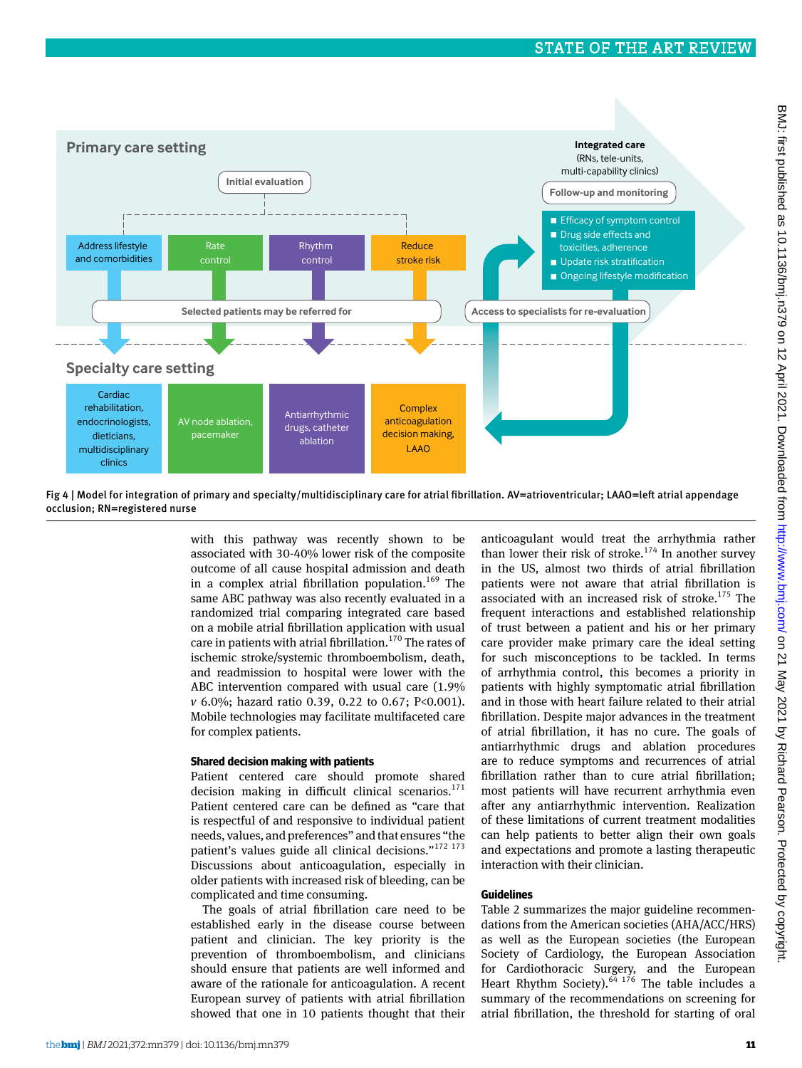Fig 4 | Model for integration of primary and specialty/multidisciplinary care for atrial fibrillation. AV=atrioventricular; LAAO=left atrial appendage occlusion; RN=registered nurse

with this pathway was recently shown to be associated with 30-40% lower risk of the composite outcome of all cause hospital admission and death in a complex atrial fibrillation population.[169] The same ABC pathway was also recently evaluated in a randomized trial comparing integrated care based on a mobile atrial fibrillation application with usual care in patients with atrial fibrillation.[170] The rates of ischemic stroke/systemic thromboembolism, death, and readmission to hospital were lower with the ABC intervention compared with usual care (1.9% *v* 6.0%; hazard ratio 0.39, 0.22 to 0.67; P<0.001). Mobile technologies may facilitate multifaceted care for complex patients.

### Shared decision making with patients

Patient centered care should promote shared decision making in difficult clinical scenarios.[171] Patient centered care can be defined as "care that is respectful of and responsive to individual patient needs, values, and preferences" and that ensures "the patient's values guide all clinical decisions."[172 173] Discussions about anticoagulation, especially in older patients with increased risk of bleeding, can be complicated and time consuming.

The goals of atrial fibrillation care need to be established early in the disease course between patient and clinician. The key priority is the prevention of thromboembolism, and clinicians should ensure that patients are well informed and aware of the rationale for anticoagulation. A recent European survey of patients with atrial fibrillation showed that one in 10 patients thought that their anticoagulant would treat the arrhythmia rather than lower their risk of stroke.[174] In another survey in the US, almost two thirds of atrial fibrillation patients were not aware that atrial fibrillation is associated with an increased risk of stroke.[175] The frequent interactions and established relationship of trust between a patient and his or her primary care provider make primary care the ideal setting for such misconceptions to be tackled. In terms of arrhythmia control, this becomes a priority in patients with highly symptomatic atrial fibrillation and in those with heart failure related to their atrial fibrillation. Despite major advances in the treatment of atrial fibrillation, it has no cure. The goals of antiarrhythmic drugs and ablation procedures are to reduce symptoms and recurrences of atrial fibrillation rather than to cure atrial fibrillation; most patients will have recurrent arrhythmia even after any antiarrhythmic intervention. Realization of these limitations of current treatment modalities can help patients to better align their own goals and expectations and promote a lasting therapeutic interaction with their clinician.

### Guidelines

Table 2 summarizes the major guideline recommendations from the American societies (AHA/ACC/HRS) as well as the European societies (the European Society of Cardiology, the European Association for Cardiothoracic Surgery, and the European Heart Rhythm Society).[64 176] The table includes a summary of the recommendations on screening for atrial fibrillation, the threshold for starting of oral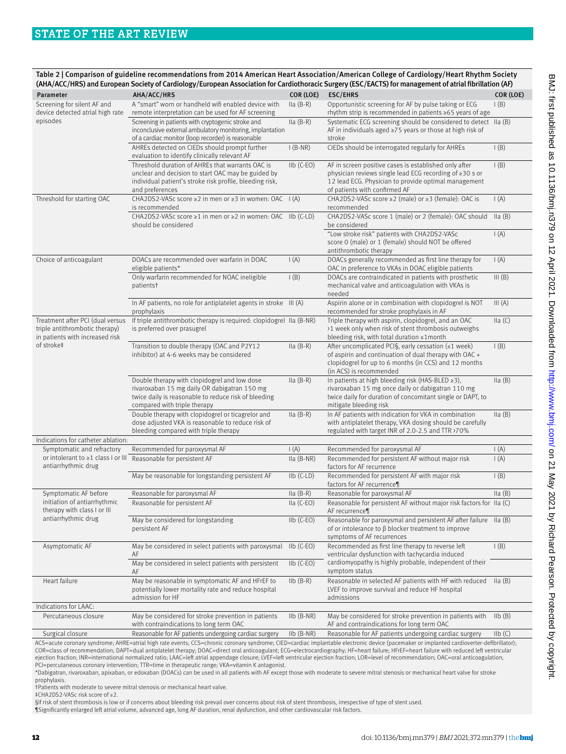**Table 2 | Comparison of guideline recommendations from 2014 American Heart Association/American College of Cardiology/Heart Rhythm Society (AHA/ACC/HRS) and European Society of Cardiology/European Association for Cardiothoracic Surgery (ESC/EACTS) for management of atrial fibrillation (AF)**

| Parameter | AHA/ACC/HRS | COR (LOE) | ESC/EHRS | COR (LOE) |
|---|---|---|---|---|
| Screening for silent AF and device detected atrial high rate episodes | A "smart" worn or handheld wifi enabled device with remote interpretation can be used for AF screening | IIa (B-R) | Opportunistic screening for AF by pulse taking or ECG rhythm strip is recommended in patients ≥65 years of age | I (B) |
| | Screening in patients with cryptogenic stroke and inconclusive external ambulatory monitoring, implantation of a cardiac monitor (loop recorder) is reasonable | IIa (B-R) | Systematic ECG screening should be considered to detect AF in individuals aged ≥75 years or those at high risk of stroke | IIa (B) |
| | AHREs detected on CIEDs should prompt further evaluation to identify clinically relevant AF | I (B-NR) | CIEDs should be interrogated regularly for AHREs | I (B) |
| | Threshold duration of AHREs that warrants OAC is unclear and decision to start OAC may be guided by individual patient's stroke risk profile, bleeding risk, and preferences | IIb (C-EO) | AF in screen positive cases is established only after physician reviews single lead ECG recording of ≥30 s or 12 lead ECG. Physician to provide optimal management of patients with confirmed AF | I (B) |
| Threshold for starting OAC | CHA2DS2-VASc score ≥2 in men or ≥3 in women: OAC is recommended | I (A) | CHA2DS2-VASc score ≥2 (male) or ≥3 (female): OAC is recommended | I (A) |
| | CHA2DS2-VASc score ≥1 in men or ≥2 in women: OAC should be considered | IIb (C-LD) | CHA2DS2-VASc score 1 (male) or 2 (female): OAC should be considered | IIa (B) |
| | | | "Low stroke risk" patients with CHA2DS2-VASc score 0 (male) or 1 (female) should NOT be offered antithrombotic therapy | I (A) |
| Choice of anticoagulant | DOACs are recommended over warfarin in DOAC eligible patients* | I (A) | DOACs generally recommended as first line therapy for OAC in preference to VKAs in DOAC eligible patients | I (A) |
| | Only warfarin recommended for NOAC ineligible patients† | I (B) | DOACs are contraindicated in patients with prosthetic mechanical valve and anticoagulation with VKAs is needed | III (B) |
| | In AF patients, no role for antiplatelet agents in stroke prophylaxis | III (A) | Aspirin alone or in combination with clopidogrel is NOT recommended for stroke prophylaxis in AF | III (A) |
| Treatment after PCI (dual versus triple antithrombotic therapy) in patients with increased risk of stroke‡ | If triple antithrombotic therapy is required: clopidogrel is preferred over prasugrel | IIa (B-NR) | Triple therapy with aspirin, clopidogrel, and an OAC >1 week only when risk of stent thrombosis outweighs bleeding risk, with total duration ≤1month | IIa (C) |
| | Transition to double therapy (OAC and P2Y12 inhibitor) at 4-6 weeks may be considered | IIa (B-R) | After uncomplicated PCI§, early cessation (≤1 week) of aspirin and continuation of dual therapy with OAC + clopidogrel for up to 6 months (in CCS) and 12 months (in ACS) is recommended | I (B) |
| | Double therapy with clopidogrel and low dose rivaroxaban 15 mg daily OR dabigatran 150 mg twice daily is reasonable to reduce risk of bleeding compared with triple therapy | IIa (B-R) | In patients at high bleeding risk (HAS-BLED ≥3), rivaroxaban 15 mg once daily or dabigatran 110 mg twice daily for duration of concomitant single or DAPT, to mitigate bleeding risk | IIa (B) |
| | Double therapy with clopidogrel or ticagrelor and dose adjusted VKA is reasonable to reduce risk of bleeding compared with triple therapy | IIa (B-R) | In AF patients with indication for VKA in combination with antiplatelet therapy, VKA dosing should be carefully regulated with target INR of 2.0-2.5 and TTR >70% | IIa (B) |
| Indications for catheter ablation: | | | | |
| Symptomatic and refractory or intolerant to ≥1 class I or III antiarrhythmic drug | Recommended for paroxysmal AF | I (A) | Recommended for paroxysmal AF | I (A) |
| | Reasonable for persistent AF | IIa (B-NR) | Recommended for persistent AF without major risk factors for AF recurrence | I (A) |
| | May be reasonable for longstanding persistent AF | IIb (C-LD) | Recommended for persistent AF with major risk factors for AF recurrence¶ | I (B) |
| Symptomatic AF before initiation of antiarrhythmic therapy with class I or III antiarrhythmic drug | Reasonable for paroxysmal AF | IIa (B-R) | Reasonable for paroxysmal AF | IIa (B) |
| | Reasonable for persistent AF | IIa (C-EO) | Reasonable for persistent AF without major risk factors for AF recurrence¶ | IIa (C) |
| | May be considered for longstanding persistent AF | IIb (C-EO) | Reasonable for paroxysmal and persistent AF after failure of or intolerance to β blocker treatment to improve symptoms of AF recurrences | IIa (B) |
| Asymptomatic AF | May be considered in select patients with paroxysmal AF | IIb (C-EO) | Recommended as first line therapy to reverse left ventricular dysfunction with tachycardia induced cardiomyopathy is highly probable, independent of their symptom status | I (B) |
| | May be considered in select patients with persistent AF | IIb (C-EO) | | |
| Heart failure | May be reasonable in symptomatic AF and HFrEF to potentially lower mortality rate and reduce hospital admission for HF | IIb (B-R) | Reasonable in selected AF patients with HF with reduced LVEF to improve survival and reduce HF hospital admissions | IIa (B) |
| Indications for LAAC: | | | | |
| Percutaneous closure | May be considered for stroke prevention in patients with contraindications to long term OAC | IIb (B-NR) | May be considered for stroke prevention in patients with AF and contraindications to long term OAC | IIb (B) |
| Surgical closure | Reasonable for AF patients undergoing cardiac surgery | IIb (B-NR) | Reasonable for AF patients undergoing cardiac surgery | IIb (C) |

ACS=acute coronary syndrome; AHRE=atrial high rate events; CCS=chronic coronary syndrome; CIED=cardiac implantable electronic device (pacemaker or implanted cardioverter-defibrillator); COR=class of recommendation; DAPT=dual antiplatelet therapy; DOAC=direct oral anticoagulant; ECG=electrocardiography; HF=heart failure; HFrEF=heart failure with reduced left ventricular ejection fraction; INR=international normalized ratio; LAAC=left atrial appendage closure; LVEF=left ventricular ejection fraction; LOR=level of recommendation; OAC=oral anticoagulation; PCI=percutaneous coronary intervention; TTR=time in therapeutic range; VKA=vitamin K antagonist.

*Dabigatran, rivaroxaban, apixaban, or edoxaban (DOACs) can be used in all patients with AF except those with moderate to severe mitral stenosis or mechanical heart valve for stroke prophylaxis.

†Patients with moderate to severe mitral stenosis or mechanical heart valve.

‡CHA2DS2-VASc risk score of ≥2.

§If risk of stent thrombosis is low or if concerns about bleeding risk prevail over concerns about risk of stent thrombosis, irrespective of type of stent used.

¶Significantly enlarged left atrial volume, advanced age, long AF duration, renal dysfunction, and other cardiovascular risk factors.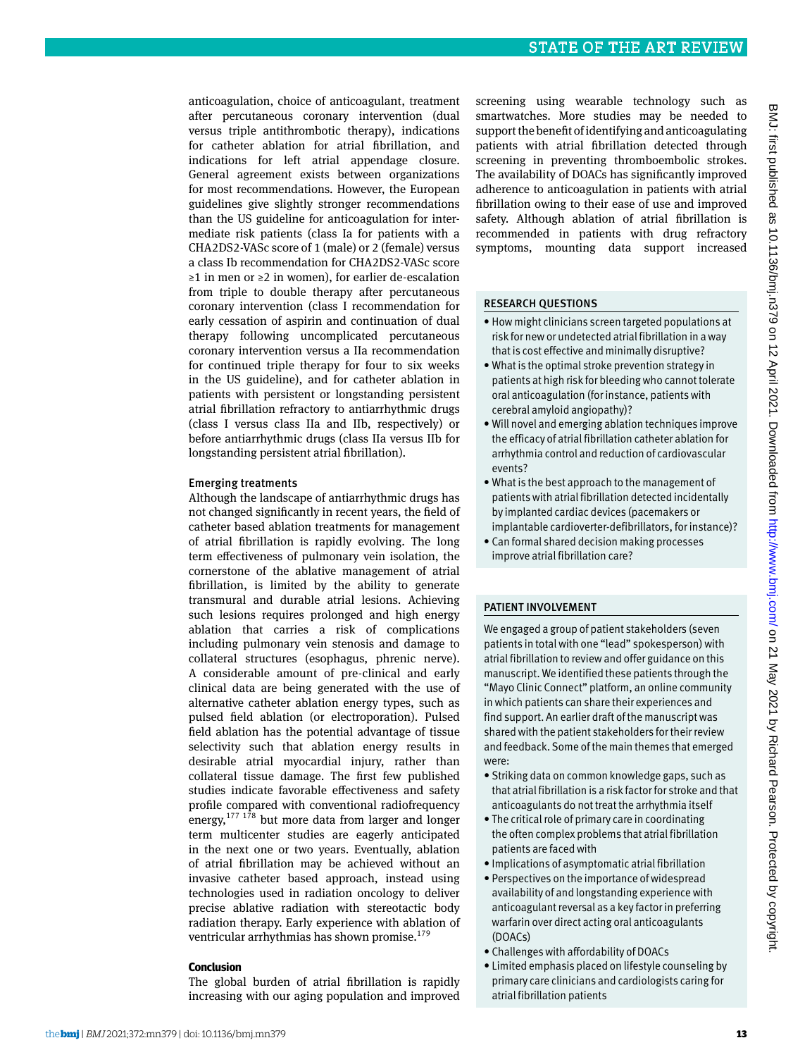anticoagulation, choice of anticoagulant, treatment after percutaneous coronary intervention (dual versus triple antithrombotic therapy), indications for catheter ablation for atrial fibrillation, and indications for left atrial appendage closure. General agreement exists between organizations for most recommendations. However, the European guidelines give slightly stronger recommendations than the US guideline for anticoagulation for intermediate risk patients (class Ia for patients with a CHA2DS2-VASc score of 1 (male) or 2 (female) versus a class Ib recommendation for CHA2DS2-VASc score ≥1 in men or ≥2 in women), for earlier de-escalation from triple to double therapy after percutaneous coronary intervention (class I recommendation for early cessation of aspirin and continuation of dual therapy following uncomplicated percutaneous coronary intervention versus a IIa recommendation for continued triple therapy for four to six weeks in the US guideline), and for catheter ablation in patients with persistent or longstanding persistent atrial fibrillation refractory to antiarrhythmic drugs (class I versus class IIa and IIb, respectively) or before antiarrhythmic drugs (class IIa versus IIb for longstanding persistent atrial fibrillation).

### Emerging treatments

Although the landscape of antiarrhythmic drugs has not changed significantly in recent years, the field of catheter based ablation treatments for management of atrial fibrillation is rapidly evolving. The long term effectiveness of pulmonary vein isolation, the cornerstone of the ablative management of atrial fibrillation, is limited by the ability to generate transmural and durable atrial lesions. Achieving such lesions requires prolonged and high energy ablation that carries a risk of complications including pulmonary vein stenosis and damage to collateral structures (esophagus, phrenic nerve). A considerable amount of pre-clinical and early clinical data are being generated with the use of alternative catheter ablation energy types, such as pulsed field ablation (or electroporation). Pulsed field ablation has the potential advantage of tissue selectivity such that ablation energy results in desirable atrial myocardial injury, rather than collateral tissue damage. The first few published studies indicate favorable effectiveness and safety profile compared with conventional radiofrequency energy,[177 178] but more data from larger and longer term multicenter studies are eagerly anticipated in the next one or two years. Eventually, ablation of atrial fibrillation may be achieved without an invasive catheter based approach, instead using technologies used in radiation oncology to deliver precise ablative radiation with stereotactic body radiation therapy. Early experience with ablation of ventricular arrhythmias has shown promise.[179]

## Conclusion

The global burden of atrial fibrillation is rapidly increasing with our aging population and improved screening using wearable technology such as smartwatches. More studies may be needed to support the benefit of identifying and anticoagulating patients with atrial fibrillation detected through screening in preventing thromboembolic strokes. The availability of DOACs has significantly improved adherence to anticoagulation in patients with atrial fibrillation owing to their ease of use and improved safety. Although ablation of atrial fibrillation is recommended in patients with drug refractory symptoms, mounting data support increased

### RESEARCH QUESTIONS

- How might clinicians screen targeted populations at risk for new or undetected atrial fibrillation in a way that is cost effective and minimally disruptive?
- What is the optimal stroke prevention strategy in patients at high risk for bleeding who cannot tolerate oral anticoagulation (for instance, patients with cerebral amyloid angiopathy)?
- Will novel and emerging ablation techniques improve the efficacy of atrial fibrillation catheter ablation for arrhythmia control and reduction of cardiovascular events?
- What is the best approach to the management of patients with atrial fibrillation detected incidentally by implanted cardiac devices (pacemakers or implantable cardioverter-defibrillators, for instance)?
- Can formal shared decision making processes improve atrial fibrillation care?

### PATIENT INVOLVEMENT

We engaged a group of patient stakeholders (seven patients in total with one "lead" spokesperson) with atrial fibrillation to review and offer guidance on this manuscript. We identified these patients through the "Mayo Clinic Connect" platform, an online community in which patients can share their experiences and find support. An earlier draft of the manuscript was shared with the patient stakeholders for their review and feedback. Some of the main themes that emerged were:

- Striking data on common knowledge gaps, such as that atrial fibrillation is a risk factor for stroke and that anticoagulants do not treat the arrhythmia itself
- The critical role of primary care in coordinating the often complex problems that atrial fibrillation patients are faced with
- Implications of asymptomatic atrial fibrillation
- Perspectives on the importance of widespread availability of and longstanding experience with anticoagulant reversal as a key factor in preferring warfarin over direct acting oral anticoagulants (DOACs)
- Challenges with affordability of DOACs
- Limited emphasis placed on lifestyle counseling by primary care clinicians and cardiologists caring for atrial fibrillation patients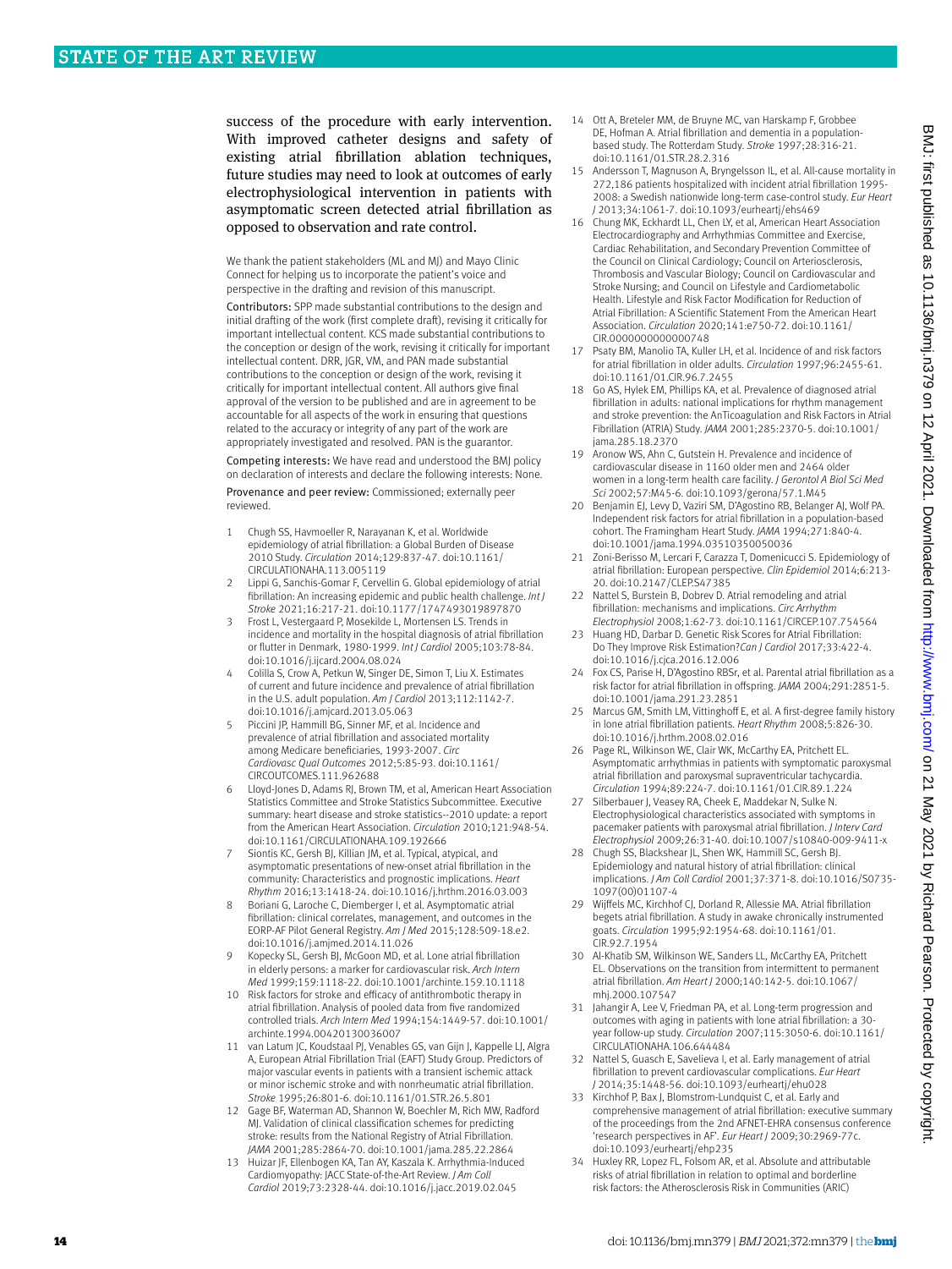success of the procedure with early intervention. With improved catheter designs and safety of existing atrial fibrillation ablation techniques, future studies may need to look at outcomes of early electrophysiological intervention in patients with asymptomatic screen detected atrial fibrillation as opposed to observation and rate control.

We thank the patient stakeholders (ML and MJ) and Mayo Clinic Connect for helping us to incorporate the patient's voice and perspective in the drafting and revision of this manuscript.

Contributors: SPP made substantial contributions to the design and initial drafting of the work (first complete draft), revising it critically for important intellectual content. KCS made substantial contributions to the conception or design of the work, revising it critically for important intellectual content. DRR, JGR, VM, and PAN made substantial contributions to the conception or design of the work, revising it critically for important intellectual content. All authors give final approval of the version to be published and are in agreement to be accountable for all aspects of the work in ensuring that questions related to the accuracy or integrity of any part of the work are appropriately investigated and resolved. PAN is the guarantor.

Competing interests: We have read and understood the BMJ policy on declaration of interests and declare the following interests: None.

Provenance and peer review: Commissioned; externally peer reviewed.

1. Chugh SS, Havmoeller R, Narayanan K, et al. Worldwide epidemiology of atrial fibrillation: a Global Burden of Disease 2010 Study. *Circulation* 2014;129:837-47. doi:10.1161/CIRCULATIONAHA.113.005119
2. Lippi G, Sanchis-Gomar F, Cervellin G. Global epidemiology of atrial fibrillation: An increasing epidemic and public health challenge. *Int J Stroke* 2021;16:217-21. doi:10.1177/1747493019897870
3. Frost L, Vestergaard P, Mosekilde L, Mortensen LS. Trends in incidence and mortality in the hospital diagnosis of atrial fibrillation or flutter in Denmark, 1980-1999. *Int J Cardiol* 2005;103:78-84. doi:10.1016/j.ijcard.2004.08.024
4. Colilla S, Crow A, Petkun W, Singer DE, Simon T, Liu X. Estimates of current and future incidence and prevalence of atrial fibrillation in the U.S. adult population. *Am J Cardiol* 2013;112:1142-7. doi:10.1016/j.amjcard.2013.05.063
5. Piccini JP, Hammill BG, Sinner MF, et al. Incidence and prevalence of atrial fibrillation and associated mortality among Medicare beneficiaries, 1993-2007. *Circ Cardiovasc Qual Outcomes* 2012;5:85-93. doi:10.1161/CIRCOUTCOMES.111.962688
6. Lloyd-Jones D, Adams RJ, Brown TM, et al, American Heart Association Statistics Committee and Stroke Statistics Subcommittee. Executive summary: heart disease and stroke statistics--2010 update: a report from the American Heart Association. *Circulation* 2010;121:948-54. doi:10.1161/CIRCULATIONAHA.109.192666
7. Siontis KC, Gersh BJ, Killian JM, et al. Typical, atypical, and asymptomatic presentations of new-onset atrial fibrillation in the community: Characteristics and prognostic implications. *Heart Rhythm* 2016;13:1418-24. doi:10.1016/j.hrthm.2016.03.003
8. Boriani G, Laroche C, Diemberger I, et al. Asymptomatic atrial fibrillation: clinical correlates, management, and outcomes in the EORP-AF Pilot General Registry. *Am J Med* 2015;128:509-18.e2. doi:10.1016/j.amjmed.2014.11.026
9. Kopecky SL, Gersh BJ, McGoon MD, et al. Lone atrial fibrillation in elderly persons: a marker for cardiovascular risk. *Arch Intern Med* 1999;159:1118-22. doi:10.1001/archinte.159.10.1118
10. Risk factors for stroke and efficacy of antithrombotic therapy in atrial fibrillation. Analysis of pooled data from five randomized controlled trials. *Arch Intern Med* 1994;154:1449-57. doi:10.1001/archinte.1994.00420130036007
11. van Latum JC, Koudstaal PJ, Venables GS, van Gijn J, Kappelle LJ, Algra A, European Atrial Fibrillation Trial (EAFT) Study Group. Predictors of major vascular events in patients with a transient ischemic attack or minor ischemic stroke and with nonrheumatic atrial fibrillation. *Stroke* 1995;26:801-6. doi:10.1161/01.STR.26.5.801
12. Gage BF, Waterman AD, Shannon W, Boechler M, Rich MW, Radford MJ. Validation of clinical classification schemes for predicting stroke: results from the National Registry of Atrial Fibrillation. *JAMA* 2001;285:2864-70. doi:10.1001/jama.285.22.2864
13. Huizar JF, Ellenbogen KA, Tan AY, Kaszala K. Arrhythmia-Induced Cardiomyopathy: JACC State-of-the-Art Review. *J Am Coll Cardiol* 2019;73:2328-44. doi:10.1016/j.jacc.2019.02.045
14. Ott A, Breteler MM, de Bruyne MC, van Harskamp F, Grobbee DE, Hofman A. Atrial fibrillation and dementia in a population-based study. The Rotterdam Study. *Stroke* 1997;28:316-21. doi:10.1161/01.STR.28.2.316
15. Andersson T, Magnuson A, Bryngelsson IL, et al. All-cause mortality in 272,186 patients hospitalized with incident atrial fibrillation 1995-2008: a Swedish nationwide long-term case-control study. *Eur Heart J* 2013;34:1061-7. doi:10.1093/eurheartj/ehs469
16. Chung MK, Eckhardt LL, Chen LY, et al, American Heart Association Electrocardiography and Arrhythmias Committee and Exercise, Cardiac Rehabilitation, and Secondary Prevention Committee of the Council on Clinical Cardiology; Council on Arteriosclerosis, Thrombosis and Vascular Biology; Council on Cardiovascular and Stroke Nursing; and Council on Lifestyle and Cardiometabolic Health. Lifestyle and Risk Factor Modification for Reduction of Atrial Fibrillation: A Scientific Statement From the American Heart Association. *Circulation* 2020;141:e750-72. doi:10.1161/CIR.0000000000000748
17. Psaty BM, Manolio TA, Kuller LH, et al. Incidence of and risk factors for atrial fibrillation in older adults. *Circulation* 1997;96:2455-61. doi:10.1161/01.CIR.96.7.2455
18. Go AS, Hylek EM, Phillips KA, et al. Prevalence of diagnosed atrial fibrillation in adults: national implications for rhythm management and stroke prevention: the AnTicoagulation and Risk Factors in Atrial Fibrillation (ATRIA) Study. *JAMA* 2001;285:2370-5. doi:10.1001/jama.285.18.2370
19. Aronow WS, Ahn C, Gutstein H. Prevalence and incidence of cardiovascular disease in 1160 older men and 2464 older women in a long-term health care facility. *J Gerontol A Biol Sci Med Sci* 2002;57:M45-6. doi:10.1093/gerona/57.1.M45
20. Benjamin EJ, Levy D, Vaziri SM, D'Agostino RB, Belanger AJ, Wolf PA. Independent risk factors for atrial fibrillation in a population-based cohort. The Framingham Heart Study. *JAMA* 1994;271:840-4. doi:10.1001/jama.1994.03510350050036
21. Zoni-Berisso M, Lercari F, Carazza T, Domenicucci S. Epidemiology of atrial fibrillation: European perspective. *Clin Epidemiol* 2014;6:213-20. doi:10.2147/CLEP.S47385
22. Nattel S, Burstein B, Dobrev D. Atrial remodeling and atrial fibrillation: mechanisms and implications. *Circ Arrhythm Electrophysiol* 2008;1:62-73. doi:10.1161/CIRCEP.107.754564
23. Huang HD, Darbar D. Genetic Risk Scores for Atrial Fibrillation: Do They Improve Risk Estimation? *Can J Cardiol* 2017;33:422-4. doi:10.1016/j.cjca.2016.12.006
24. Fox CS, Parise H, D'Agostino RBSr, et al. Parental atrial fibrillation as a risk factor for atrial fibrillation in offspring. *JAMA* 2004;291:2851-5. doi:10.1001/jama.291.23.2851
25. Marcus GM, Smith LM, Vittinghoff E, et al. A first-degree family history in lone atrial fibrillation patients. *Heart Rhythm* 2008;5:826-30. doi:10.1016/j.hrthm.2008.02.016
26. Page RL, Wilkinson WE, Clair WK, McCarthy EA, Pritchett EL. Asymptomatic arrhythmias in patients with symptomatic paroxysmal atrial fibrillation and paroxysmal supraventricular tachycardia. *Circulation* 1994;89:224-7. doi:10.1161/01.CIR.89.1.224
27. Silberbauer J, Veasey RA, Cheek E, Maddekar N, Sulke N. Electrophysiological characteristics associated with symptoms in pacemaker patients with paroxysmal atrial fibrillation. *J Interv Card Electrophysiol* 2009;26:31-40. doi:10.1007/s10840-009-9411-x
28. Chugh SS, Blackshear JL, Shen WK, Hammill SC, Gersh BJ. Epidemiology and natural history of atrial fibrillation: clinical implications. *J Am Coll Cardiol* 2001;37:371-8. doi:10.1016/S0735-1097(00)01107-4
29. Wijffels MC, Kirchhof CJ, Dorland R, Allessie MA. Atrial fibrillation begets atrial fibrillation. A study in awake chronically instrumented goats. *Circulation* 1995;92:1954-68. doi:10.1161/01.CIR.92.7.1954
30. Al-Khatib SM, Wilkinson WE, Sanders LL, McCarthy EA, Pritchett EL. Observations on the transition from intermittent to permanent atrial fibrillation. *Am Heart J* 2000;140:142-5. doi:10.1067/mhj.2000.107547
31. Jahangir A, Lee V, Friedman PA, et al. Long-term progression and outcomes with aging in patients with lone atrial fibrillation: a 30-year follow-up study. *Circulation* 2007;115:3050-6. doi:10.1161/CIRCULATIONAHA.106.644484
32. Nattel S, Guasch E, Savelieva I, et al. Early management of atrial fibrillation to prevent cardiovascular complications. *Eur Heart J* 2014;35:1448-56. doi:10.1093/eurheartj/ehu028
33. Kirchhof P, Bax J, Blomstrom-Lundquist C, et al. Early and comprehensive management of atrial fibrillation: executive summary of the proceedings from the 2nd AFNET-EHRA consensus conference 'research perspectives in AF'. *Eur Heart J* 2009;30:2969-77c. doi:10.1093/eurheartj/ehp235
34. Huxley RR, Lopez FL, Folsom AR, et al. Absolute and attributable risks of atrial fibrillation in relation to optimal and borderline risk factors: the Atherosclerosis Risk in Communities (ARIC)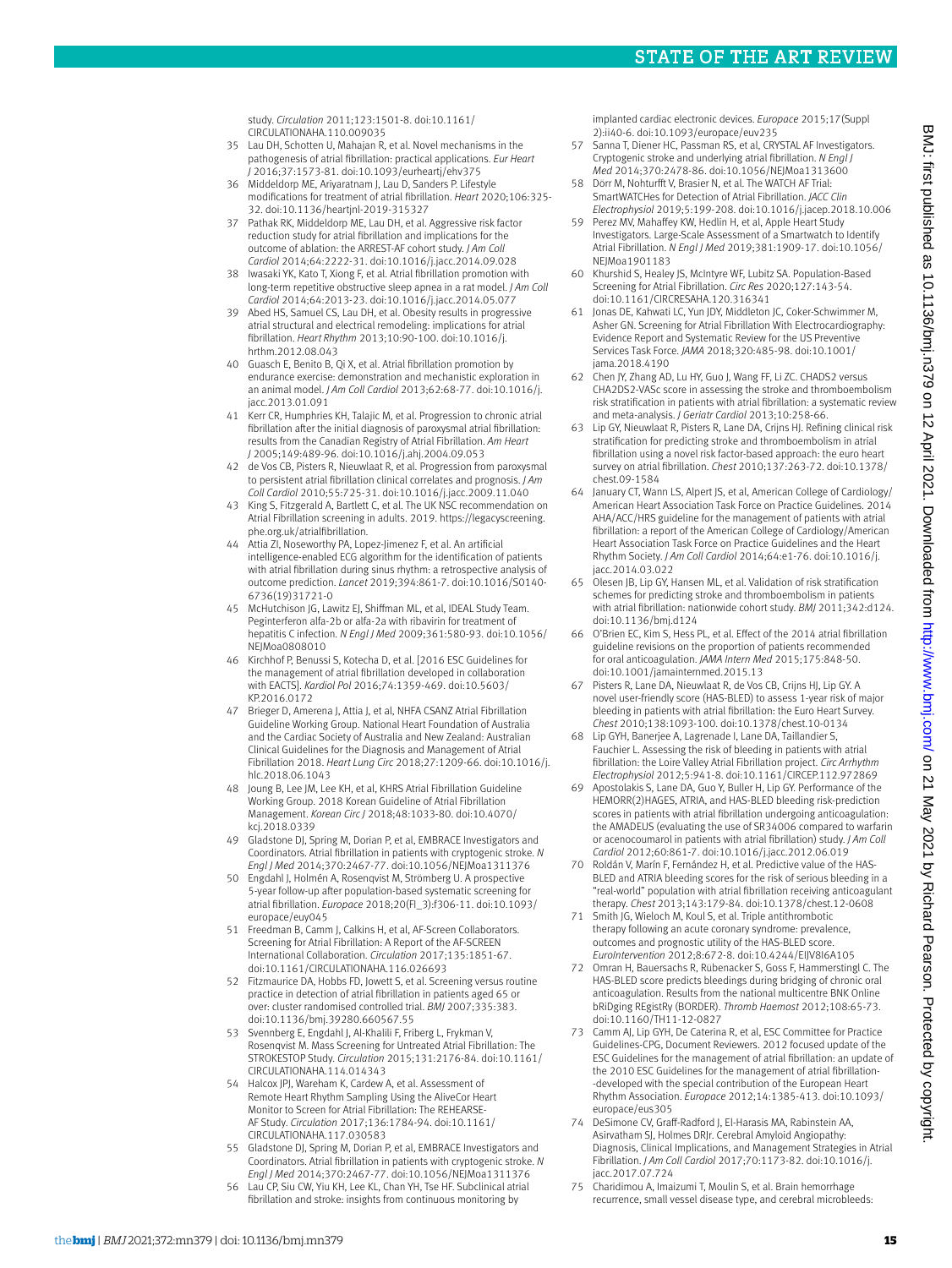study. *Circulation* 2011;123:1501-8. doi:10.1161/CIRCULATIONAHA.110.009035

35 Lau DH, Schotten U, Mahajan R, et al. Novel mechanisms in the pathogenesis of atrial fibrillation: practical applications. *Eur Heart J* 2016;37:1573-81. doi:10.1093/eurheartj/ehv375
36 Middeldorp ME, Ariyaratnam J, Lau D, Sanders P. Lifestyle modifications for treatment of atrial fibrillation. *Heart* 2020;106:325-32. doi:10.1136/heartjnl-2019-315327
37 Pathak RK, Middeldorp ME, Lau DH, et al. Aggressive risk factor reduction study for atrial fibrillation and implications for the outcome of ablation: the ARREST-AF cohort study. *J Am Coll Cardiol* 2014;64:2222-31. doi:10.1016/j.jacc.2014.09.028
38 Iwasaki YK, Kato T, Xiong F, et al. Atrial fibrillation promotion with long-term repetitive obstructive sleep apnea in a rat model. *J Am Coll Cardiol* 2014;64:2013-23. doi:10.1016/j.jacc.2014.05.077
39 Abed HS, Samuel CS, Lau DH, et al. Obesity results in progressive atrial structural and electrical remodeling: implications for atrial fibrillation. *Heart Rhythm* 2013;10:90-100. doi:10.1016/j.hrthm.2012.08.043
40 Guasch E, Benito B, Qi X, et al. Atrial fibrillation promotion by endurance exercise: demonstration and mechanistic exploration in an animal model. *J Am Coll Cardiol* 2013;62:68-77. doi:10.1016/j.jacc.2013.01.091
41 Kerr CR, Humphries KH, Talajic M, et al. Progression to chronic atrial fibrillation after the initial diagnosis of paroxysmal atrial fibrillation: results from the Canadian Registry of Atrial Fibrillation. *Am Heart J* 2005;149:489-96. doi:10.1016/j.ahj.2004.09.053
42 de Vos CB, Pisters R, Nieuwlaat R, et al. Progression from paroxysmal to persistent atrial fibrillation clinical correlates and prognosis. *J Am Coll Cardiol* 2010;55:725-31. doi:10.1016/j.jacc.2009.11.040
43 King S, Fitzgerald A, Bartlett C, et al. The UK NSC recommendation on Atrial Fibrillation screening in adults. 2019. https://legacyscreening.phe.org.uk/atrialfibrillation.
44 Attia ZI, Noseworthy PA, Lopez-Jimenez F, et al. An artificial intelligence-enabled ECG algorithm for the identification of patients with atrial fibrillation during sinus rhythm: a retrospective analysis of outcome prediction. *Lancet* 2019;394:861-7. doi:10.1016/S0140-6736(19)31721-0
45 McHutchison JG, Lawitz EJ, Shiffman ML, et al, IDEAL Study Team. Peginterferon alfa-2b or alfa-2a with ribavirin for treatment of hepatitis C infection. *N Engl J Med* 2009;361:580-93. doi:10.1056/NEJMoa0808010
46 Kirchhof P, Benussi S, Kotecha D, et al. [2016 ESC Guidelines for the management of atrial fibrillation developed in collaboration with EACTS]. *Kardiol Pol* 2016;74:1359-469. doi:10.5603/KP.2016.0172
47 Brieger D, Amerena J, Attia J, et al, NHFA CSANZ Atrial Fibrillation Guideline Working Group. National Heart Foundation of Australia and the Cardiac Society of Australia and New Zealand: Australian Clinical Guidelines for the Diagnosis and Management of Atrial Fibrillation 2018. *Heart Lung Circ* 2018;27:1209-66. doi:10.1016/j.hlc.2018.06.1043
48 Joung B, Lee JM, Lee KH, et al, KHRS Atrial Fibrillation Guideline Working Group. 2018 Korean Guideline of Atrial Fibrillation Management. *Korean Circ J* 2018;48:1033-80. doi:10.4070/kcj.2018.0339
49 Gladstone DJ, Spring M, Dorian P, et al, EMBRACE Investigators and Coordinators. Atrial fibrillation in patients with cryptogenic stroke. *N Engl J Med* 2014;370:2467-77. doi:10.1056/NEJMoa1311376
50 Engdahl J, Holmén A, Rosenqvist M, Strömberg U. A prospective 5-year follow-up after population-based systematic screening for atrial fibrillation. *Europace* 2018;20(FI_3):f306-11. doi:10.1093/europace/euy045
51 Freedman B, Camm J, Calkins H, et al, AF-Screen Collaborators. Screening for Atrial Fibrillation: A Report of the AF-SCREEN International Collaboration. *Circulation* 2017;135:1851-67. doi:10.1161/CIRCULATIONAHA.116.026693
52 Fitzmaurice DA, Hobbs FD, Jowett S, et al. Screening versus routine practice in detection of atrial fibrillation in patients aged 65 or over: cluster randomised controlled trial. *BMJ* 2007;335:383. doi:10.1136/bmj.39280.660567.55
53 Svennberg E, Engdahl J, Al-Khalili F, Friberg L, Frykman V, Rosenqvist M. Mass Screening for Untreated Atrial Fibrillation: The STROKESTOP Study. *Circulation* 2015;131:2176-84. doi:10.1161/CIRCULATIONAHA.114.014343
54 Halcox JPJ, Wareham K, Cardew A, et al. Assessment of Remote Heart Rhythm Sampling Using the AliveCor Heart Monitor to Screen for Atrial Fibrillation: The REHEARSE-AF Study. *Circulation* 2017;136:1784-94. doi:10.1161/CIRCULATIONAHA.117.030583
55 Gladstone DJ, Spring M, Dorian P, et al, EMBRACE Investigators and Coordinators. Atrial fibrillation in patients with cryptogenic stroke. *N Engl J Med* 2014;370:2467-77. doi:10.1056/NEJMoa1311376
56 Lau CP, Siu CW, Yiu KH, Lee KL, Chan YH, Tse HF. Subclinical atrial fibrillation and stroke: insights from continuous monitoring by implanted cardiac electronic devices. *Europace* 2015;17(Suppl 2):ii40-6. doi:10.1093/europace/euv235
57 Sanna T, Diener HC, Passman RS, et al, CRYSTAL AF Investigators. Cryptogenic stroke and underlying atrial fibrillation. *N Engl J Med* 2014;370:2478-86. doi:10.1056/NEJMoa1313600
58 Dörr M, Nohturfft V, Brasier N, et al. The WATCH AF Trial: SmartWATCHes for Detection of Atrial Fibrillation. *JACC Clin Electrophysiol* 2019;5:199-208. doi:10.1016/j.jacep.2018.10.006
59 Perez MV, Mahaffey KW, Hedlin H, et al, Apple Heart Study Investigators. Large-Scale Assessment of a Smartwatch to Identify Atrial Fibrillation. *N Engl J Med* 2019;381:1909-17. doi:10.1056/NEJMoa1901183
60 Khurshid S, Healey JS, McIntyre WF, Lubitz SA. Population-Based Screening for Atrial Fibrillation. *Circ Res* 2020;127:143-54. doi:10.1161/CIRCRESAHA.120.316341
61 Jonas DE, Kahwati LC, Yun JDY, Middleton JC, Coker-Schwimmer M, Asher GN. Screening for Atrial Fibrillation With Electrocardiography: Evidence Report and Systematic Review for the US Preventive Services Task Force. *JAMA* 2018;320:485-98. doi:10.1001/jama.2018.4190
62 Chen JY, Zhang AD, Lu HY, Guo J, Wang FF, Li ZC. CHADS2 versus CHA2DS2-VASc score in assessing the stroke and thromboembolism risk stratification in patients with atrial fibrillation: a systematic review and meta-analysis. *J Geriatr Cardiol* 2013;10:258-66.
63 Lip GY, Nieuwlaat R, Pisters R, Lane DA, Crijns HJ. Refining clinical risk stratification for predicting stroke and thromboembolism in atrial fibrillation using a novel risk factor-based approach: the euro heart survey on atrial fibrillation. *Chest* 2010;137:263-72. doi:10.1378/chest.09-1584
64 January CT, Wann LS, Alpert JS, et al, American College of Cardiology/American Heart Association Task Force on Practice Guidelines. 2014 AHA/ACC/HRS guideline for the management of patients with atrial fibrillation: a report of the American College of Cardiology/American Heart Association Task Force on Practice Guidelines and the Heart Rhythm Society. *J Am Coll Cardiol* 2014;64:e1-76. doi:10.1016/j.jacc.2014.03.022
65 Olesen JB, Lip GY, Hansen ML, et al. Validation of risk stratification schemes for predicting stroke and thromboembolism in patients with atrial fibrillation: nationwide cohort study. *BMJ* 2011;342:d124. doi:10.1136/bmj.d124
66 O'Brien EC, Kim S, Hess PL, et al. Effect of the 2014 atrial fibrillation guideline revisions on the proportion of patients recommended for oral anticoagulation. *JAMA Intern Med* 2015;175:848-50. doi:10.1001/jamainternmed.2015.13
67 Pisters R, Lane DA, Nieuwlaat R, de Vos CB, Crijns HJ, Lip GY. A novel user-friendly score (HAS-BLED) to assess 1-year risk of major bleeding in patients with atrial fibrillation: the Euro Heart Survey. *Chest* 2010;138:1093-100. doi:10.1378/chest.10-0134
68 Lip GYH, Banerjee A, Lagrenade I, Lane DA, Taillandier S, Fauchier L. Assessing the risk of bleeding in patients with atrial fibrillation: the Loire Valley Atrial Fibrillation project. *Circ Arrhythm Electrophysiol* 2012;5:941-8. doi:10.1161/CIRCEP.112.972869
69 Apostolakis S, Lane DA, Guo Y, Buller H, Lip GY. Performance of the HEMORR(2)HAGES, ATRIA, and HAS-BLED bleeding risk-prediction scores in patients with atrial fibrillation undergoing anticoagulation: the AMADEUS (evaluating the use of SR34006 compared to warfarin or acenocoumarol in patients with atrial fibrillation) study. *J Am Coll Cardiol* 2012;60:861-7. doi:10.1016/j.jacc.2012.06.019
70 Roldán V, Marín F, Fernández H, et al. Predictive value of the HAS-BLED and ATRIA bleeding scores for the risk of serious bleeding in a "real-world" population with atrial fibrillation receiving anticoagulant therapy. *Chest* 2013;143:179-84. doi:10.1378/chest.12-0608
71 Smith JG, Wieloch M, Koul S, et al. Triple antithrombotic therapy following an acute coronary syndrome: prevalence, outcomes and prognostic utility of the HAS-BLED score. *EuroIntervention* 2012;8:672-8. doi:10.4244/EIJV8I6A105
72 Omran H, Bauersachs R, Rübenacker S, Goss F, Hammerstingl C. The HAS-BLED score predicts bleedings during bridging of chronic oral anticoagulation. Results from the national multicentre BNK Online bRiDging REgistRy (BORDER). *Thromb Haemost* 2012;108:65-73. doi:10.1160/TH11-12-0827
73 Camm AJ, Lip GYH, De Caterina R, et al, ESC Committee for Practice Guidelines-CPG, Document Reviewers. 2012 focused update of the ESC Guidelines for the management of atrial fibrillation: an update of the 2010 ESC Guidelines for the management of atrial fibrillation--developed with the special contribution of the European Heart Rhythm Association. *Europace* 2012;14:1385-413. doi:10.1093/europace/eus305
74 DeSimone CV, Graff-Radford J, El-Harasis MA, Rabinstein AA, Asirvatham SJ, Holmes DRJr. Cerebral Amyloid Angiopathy: Diagnosis, Clinical Implications, and Management Strategies in Atrial Fibrillation. *J Am Coll Cardiol* 2017;70:1173-82. doi:10.1016/j.jacc.2017.07.724
75 Charidimou A, Imaizumi T, Moulin S, et al. Brain hemorrhage recurrence, small vessel disease type, and cerebral microbleeds: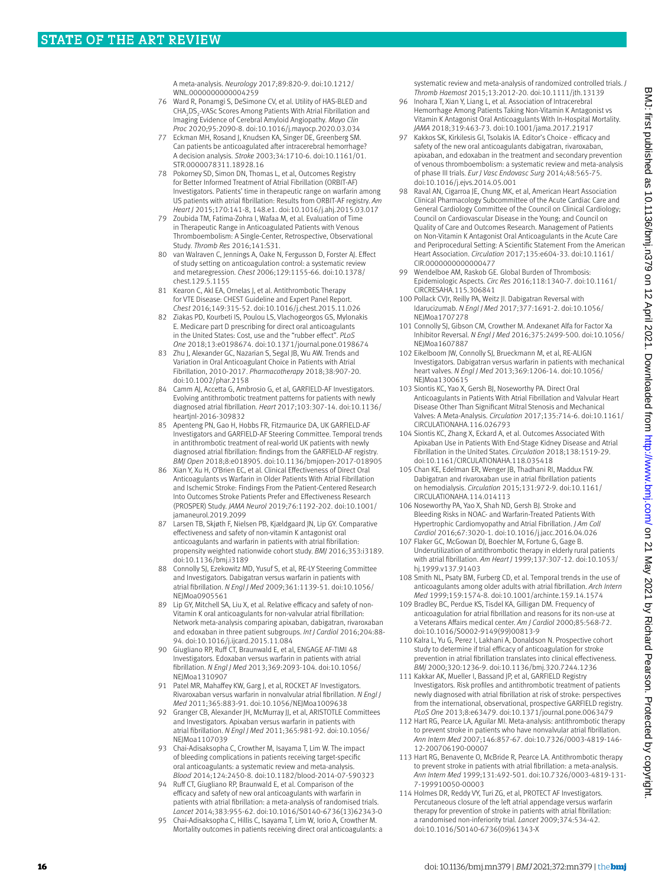A meta-analysis. *Neurology* 2017;89:820-9. doi:10.1212/WNL.0000000000004259

76 Ward R, Ponamgi S, DeSimone CV, et al. Utility of HAS-BLED and $CHA_2DS_2$-VASc Scores Among Patients With Atrial Fibrillation and Imaging Evidence of Cerebral Amyloid Angiopathy. *Mayo Clin Proc* 2020;95:2090-8. doi:10.1016/j.mayocp.2020.03.034

77 Eckman MH, Rosand J, Knudsen KA, Singer DE, Greenberg SM. Can patients be anticoagulated after intracerebral hemorrhage? A decision analysis. *Stroke* 2003;34:1710-6. doi:10.1161/01.STR.0000078311.18928.16

78 Pokorney SD, Simon DN, Thomas L, et al, Outcomes Registry for Better Informed Treatment of Atrial Fibrillation (ORBIT-AF) Investigators. Patients' time in therapeutic range on warfarin among US patients with atrial fibrillation: Results from ORBIT-AF registry. *Am Heart J* 2015;170:141-8, 148.e1. doi:10.1016/j.ahj.2015.03.017

79 Zoubida TM, Fatima-Zohra I, Wafaa M, et al. Evaluation of Time in Therapeutic Range in Anticoagulated Patients with Venous Thromboembolism: A Single-Center, Retrospective, Observational Study. *Thromb Res* 2016;141:S31.

80 van Walraven C, Jennings A, Oake N, Fergusson D, Forster AJ. Effect of study setting on anticoagulation control: a systematic review and metaregression. *Chest* 2006;129:1155-66. doi:10.1378/chest.129.5.1155

81 Kearon C, Akl EA, Ornelas J, et al. Antithrombotic Therapy for VTE Disease: CHEST Guideline and Expert Panel Report. *Chest* 2016;149:315-52. doi:10.1016/j.chest.2015.11.026

82 Ziakas PD, Kourbeti IS, Poulou LS, Vlachogeorgos GS, Mylonakis E. Medicare part D prescribing for direct oral anticoagulants in the United States: Cost, use and the "rubber effect". *PLoS One* 2018;13:e0198674. doi:10.1371/journal.pone.0198674

83 Zhu J, Alexander GC, Nazarian S, Segal JB, Wu AW. Trends and Variation in Oral Anticoagulant Choice in Patients with Atrial Fibrillation, 2010-2017. *Pharmacotherapy* 2018;38:907-20. doi:10.1002/phar.2158

84 Camm AJ, Accetta G, Ambrosio G, et al, GARFIELD-AF Investigators. Evolving antithrombotic treatment patterns for patients with newly diagnosed atrial fibrillation. *Heart* 2017;103:307-14. doi:10.1136/heartjnl-2016-309832

85 Apenteng PN, Gao H, Hobbs FR, Fitzmaurice DA, UK GARFIELD-AF Investigators and GARFIELD-AF Steering Committee. Temporal trends in antithrombotic treatment of real-world UK patients with newly diagnosed atrial fibrillation: findings from the GARFIELD-AF registry. *BMJ Open* 2018;8:e018905. doi:10.1136/bmjopen-2017-018905

86 Xian Y, Xu H, O'Brien EC, et al. Clinical Effectiveness of Direct Oral Anticoagulants vs Warfarin in Older Patients With Atrial Fibrillation and Ischemic Stroke: Findings From the Patient-Centered Research Into Outcomes Stroke Patients Prefer and Effectiveness Research (PROSPER) Study. *JAMA Neurol* 2019;76:1192-202. doi:10.1001/jamaneurol.2019.2099

87 Larsen TB, Skjøth F, Nielsen PB, Kjældgaard JN, Lip GY. Comparative effectiveness and safety of non-vitamin K antagonist oral anticoagulants and warfarin in patients with atrial fibrillation: propensity weighted nationwide cohort study. *BMJ* 2016;353:i3189. doi:10.1136/bmj.i3189

88 Connolly SJ, Ezekowitz MD, Yusuf S, et al, RE-LY Steering Committee and Investigators. Dabigatran versus warfarin in patients with atrial fibrillation. *N Engl J Med* 2009;361:1139-51. doi:10.1056/NEJMoa0905561

89 Lip GY, Mitchell SA, Liu X, et al. Relative efficacy and safety of non-Vitamin K oral anticoagulants for non-valvular atrial fibrillation: Network meta-analysis comparing apixaban, dabigatran, rivaroxaban and edoxaban in three patient subgroups. *Int J Cardiol* 2016;204:88-94. doi:10.1016/j.ijcard.2015.11.084

90 Giugliano RP, Ruff CT, Braunwald E, et al, ENGAGE AF-TIMI 48 Investigators. Edoxaban versus warfarin in patients with atrial fibrillation. *N Engl J Med* 2013;369:2093-104. doi:10.1056/NEJMoa1310907

91 Patel MR, Mahaffey KW, Garg J, et al, ROCKET AF Investigators. Rivaroxaban versus warfarin in nonvalvular atrial fibrillation. *N Engl J Med* 2011;365:883-91. doi:10.1056/NEJMoa1009638

92 Granger CB, Alexander JH, McMurray JJ, et al, ARISTOTLE Committees and Investigators. Apixaban versus warfarin in patients with atrial fibrillation. *N Engl J Med* 2011;365:981-92. doi:10.1056/NEJMoa1107039

93 Chai-Adisaksopha C, Crowther M, Isayama T, Lim W. The impact of bleeding complications in patients receiving target-specific oral anticoagulants: a systematic review and meta-analysis. *Blood* 2014;124:2450-8. doi:10.1182/blood-2014-07-590323

94 Ruff CT, Giugliano RP, Braunwald E, et al. Comparison of the efficacy and safety of new oral anticoagulants with warfarin in patients with atrial fibrillation: a meta-analysis of randomised trials. *Lancet* 2014;383:955-62. doi:10.1016/S0140-6736(13)62343-0

95 Chai-Adisaksopha C, Hillis C, Isayama T, Lim W, Iorio A, Crowther M. Mortality outcomes in patients receiving direct oral anticoagulants: a systematic review and meta-analysis of randomized controlled trials. *J Thromb Haemost* 2015;13:2012-20. doi:10.1111/jth.13139

96 Inohara T, Xian Y, Liang L, et al. Association of Intracerebral Hemorrhage Among Patients Taking Non-Vitamin K Antagonist vs Vitamin K Antagonist Oral Anticoagulants With In-Hospital Mortality. *JAMA* 2018;319:463-73. doi:10.1001/jama.2017.21917

97 Kakkos SK, Kirkilesis GI, Tsolakis IA. Editor's Choice - efficacy and safety of the new oral anticoagulants dabigatran, rivaroxaban, apixaban, and edoxaban in the treatment and secondary prevention of venous thromboembolism: a systematic review and meta-analysis of phase III trials. *Eur J Vasc Endovasc Surg* 2014;48:565-75. doi:10.1016/j.ejvs.2014.05.001

98 Raval AN, Cigarroa JE, Chung MK, et al, American Heart Association Clinical Pharmacology Subcommittee of the Acute Cardiac Care and General Cardiology Committee of the Council on Clinical Cardiology; Council on Cardiovascular Disease in the Young; and Council on Quality of Care and Outcomes Research. Management of Patients on Non-Vitamin K Antagonist Oral Anticoagulants in the Acute Care and Periprocedural Setting: A Scientific Statement From the American Heart Association. *Circulation* 2017;135:e604-33. doi:10.1161/CIR.0000000000000477

99 Wendelboe AM, Raskob GE. Global Burden of Thrombosis: Epidemiologic Aspects. *Circ Res* 2016;118:1340-7. doi:10.1161/CIRCRESAHA.115.306841

100 Pollack CVJr, Reilly PA, Weitz JI. Dabigatran Reversal with Idarucizumab. *N Engl J Med* 2017;377:1691-2. doi:10.1056/NEJMoa1707278

101 Connolly SJ, Gibson CM, Crowther M. Andexanet Alfa for Factor Xa Inhibitor Reversal. *N Engl J Med* 2016;375:2499-500. doi:10.1056/NEJMoa1607887

102 Eikelboom JW, Connolly SJ, Brueckmann M, et al, RE-ALIGN Investigators. Dabigatran versus warfarin in patients with mechanical heart valves. *N Engl J Med* 2013;369:1206-14. doi:10.1056/NEJMoa1300615

103 Siontis KC, Yao X, Gersh BJ, Noseworthy PA. Direct Oral Anticoagulants in Patients With Atrial Fibrillation and Valvular Heart Disease Other Than Significant Mitral Stenosis and Mechanical Valves: A Meta-Analysis. *Circulation* 2017;135:714-6. doi:10.1161/CIRCULATIONAHA.116.026793

104 Siontis KC, Zhang X, Eckard A, et al. Outcomes Associated With Apixaban Use in Patients With End-Stage Kidney Disease and Atrial Fibrillation in the United States. *Circulation* 2018;138:1519-29. doi:10.1161/CIRCULATIONAHA.118.035418

105 Chan KE, Edelman ER, Wenger JB, Thadhani RI, Maddux FW. Dabigatran and rivaroxaban use in atrial fibrillation patients on hemodialysis. *Circulation* 2015;131:972-9. doi:10.1161/CIRCULATIONAHA.114.014113

106 Noseworthy PA, Yao X, Shah ND, Gersh BJ. Stroke and Bleeding Risks in NOAC- and Warfarin-Treated Patients With Hypertrophic Cardiomyopathy and Atrial Fibrillation. *J Am Coll Cardiol* 2016;67:3020-1. doi:10.1016/j.jacc.2016.04.026

107 Flaker GC, McGowan DJ, Boechler M, Fortune G, Gage B. Underutilization of antithrombotic therapy in elderly rural patients with atrial fibrillation. *Am Heart J* 1999;137:307-12. doi:10.1053/hj.1999.v137.91403

108 Smith NL, Psaty BM, Furberg CD, et al. Temporal trends in the use of anticoagulants among older adults with atrial fibrillation. *Arch Intern Med* 1999;159:1574-8. doi:10.1001/archinte.159.14.1574

109 Bradley BC, Perdue KS, Tisdel KA, Gilligan DM. Frequency of anticoagulation for atrial fibrillation and reasons for its non-use at a Veterans Affairs medical center. *Am J Cardiol* 2000;85:568-72. doi:10.1016/S0002-9149(99)00813-9

110 Kalra L, Yu G, Perez I, Lakhani A, Donaldson N. Prospective cohort study to determine if trial efficacy of anticoagulation for stroke prevention in atrial fibrillation translates into clinical effectiveness. *BMJ* 2000;320:1236-9. doi:10.1136/bmj.320.7244.1236

111 Kakkar AK, Mueller I, Bassand JP, et al, GARFIELD Registry Investigators. Risk profiles and antithrombotic treatment of patients newly diagnosed with atrial fibrillation at risk of stroke: perspectives from the international, observational, prospective GARFIELD registry. *PLoS One* 2013;8:e63479. doi:10.1371/journal.pone.0063479

112 Hart RG, Pearce LA, Aguilar MI. Meta-analysis: antithrombotic therapy to prevent stroke in patients who have nonvalvular atrial fibrillation. *Ann Intern Med* 2007;146:857-67. doi:10.7326/0003-4819-146-12-200706190-00007

113 Hart RG, Benavente O, McBride R, Pearce LA. Antithrombotic therapy to prevent stroke in patients with atrial fibrillation: a meta-analysis. *Ann Intern Med* 1999;131:492-501. doi:10.7326/0003-4819-131-7-199910050-00003

114 Holmes DR, Reddy VY, Turi ZG, et al, PROTECT AF Investigators. Percutaneous closure of the left atrial appendage versus warfarin therapy for prevention of stroke in patients with atrial fibrillation: a randomised non-inferiority trial. *Lancet* 2009;374:534-42. doi:10.1016/S0140-6736(09)61343-X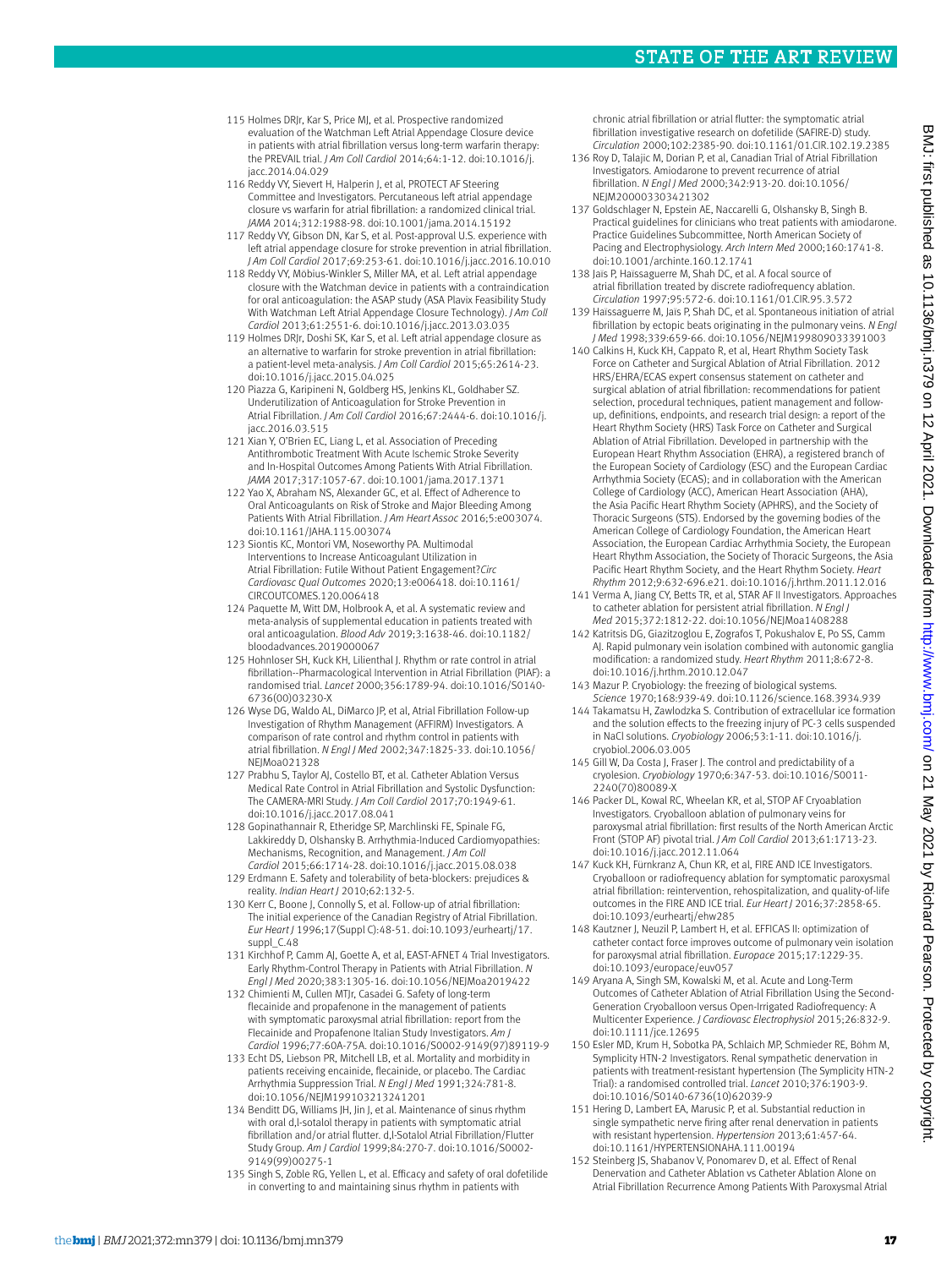115 Holmes DRJr, Kar S, Price MJ, et al. Prospective randomized evaluation of the Watchman Left Atrial Appendage Closure device in patients with atrial fibrillation versus long-term warfarin therapy: the PREVAIL trial. *J Am Coll Cardiol* 2014;64:1-12. doi:10.1016/j.jacc.2014.04.029

116 Reddy VY, Sievert H, Halperin J, et al, PROTECT AF Steering Committee and Investigators. Percutaneous left atrial appendage closure vs warfarin for atrial fibrillation: a randomized clinical trial. *JAMA* 2014;312:1988-98. doi:10.1001/jama.2014.15192

117 Reddy VY, Gibson DN, Kar S, et al. Post-approval U.S. experience with left atrial appendage closure for stroke prevention in atrial fibrillation. *J Am Coll Cardiol* 2017;69:253-61. doi:10.1016/j.jacc.2016.10.010

118 Reddy VY, Möbius-Winkler S, Miller MA, et al. Left atrial appendage closure with the Watchman device in patients with a contraindication for oral anticoagulation: the ASAP study (ASA Plavix Feasibility Study With Watchman Left Atrial Appendage Closure Technology). *J Am Coll Cardiol* 2013;61:2551-6. doi:10.1016/j.jacc.2013.03.035

119 Holmes DRJr, Doshi SK, Kar S, et al. Left atrial appendage closure as an alternative to warfarin for stroke prevention in atrial fibrillation: a patient-level meta-analysis. *J Am Coll Cardiol* 2015;65:2614-23. doi:10.1016/j.jacc.2015.04.025

120 Piazza G, Karipineni N, Goldberg HS, Jenkins KL, Goldhaber SZ. Underutilization of Anticoagulation for Stroke Prevention in Atrial Fibrillation. *J Am Coll Cardiol* 2016;67:2444-6. doi:10.1016/j.jacc.2016.03.515

121 Xian Y, O'Brien EC, Liang L, et al. Association of Preceding Antithrombotic Treatment With Acute Ischemic Stroke Severity and In-Hospital Outcomes Among Patients With Atrial Fibrillation. *JAMA* 2017;317:1057-67. doi:10.1001/jama.2017.1371

122 Yao X, Abraham NS, Alexander GC, et al. Effect of Adherence to Oral Anticoagulants on Risk of Stroke and Major Bleeding Among Patients With Atrial Fibrillation. *J Am Heart Assoc* 2016;5:e003074. doi:10.1161/JAHA.115.003074

123 Siontis KC, Montori VM, Noseworthy PA. Multimodal Interventions to Increase Anticoagulant Utilization in Atrial Fibrillation: Futile Without Patient Engagement?*Circ Cardiovasc Qual Outcomes* 2020;13:e006418. doi:10.1161/CIRCOUTCOMES.120.006418

124 Paquette M, Witt DM, Holbrook A, et al. A systematic review and meta-analysis of supplemental education in patients treated with oral anticoagulation. *Blood Adv* 2019;3:1638-46. doi:10.1182/bloodadvances.2019000067

125 Hohnloser SH, Kuck KH, Lilienthal J. Rhythm or rate control in atrial fibrillation--Pharmacological Intervention in Atrial Fibrillation (PIAF): a randomised trial. *Lancet* 2000;356:1789-94. doi:10.1016/S0140-6736(00)03230-X

126 Wyse DG, Waldo AL, DiMarco JP, et al, Atrial Fibrillation Follow-up Investigation of Rhythm Management (AFFIRM) Investigators. A comparison of rate control and rhythm control in patients with atrial fibrillation. *N Engl J Med* 2002;347:1825-33. doi:10.1056/NEJMoa021328

127 Prabhu S, Taylor AJ, Costello BT, et al. Catheter Ablation Versus Medical Rate Control in Atrial Fibrillation and Systolic Dysfunction: The CAMERA-MRI Study. *J Am Coll Cardiol* 2017;70:1949-61. doi:10.1016/j.jacc.2017.08.041

128 Gopinathannair R, Etheridge SP, Marchlinski FE, Spinale FG, Lakkireddy D, Olshansky B. Arrhythmia-Induced Cardiomyopathies: Mechanisms, Recognition, and Management. *J Am Coll Cardiol* 2015;66:1714-28. doi:10.1016/j.jacc.2015.08.038

129 Erdmann E. Safety and tolerability of beta-blockers: prejudices & reality. *Indian Heart J* 2010;62:132-5.

130 Kerr C, Boone J, Connolly S, et al. Follow-up of atrial fibrillation: The initial experience of the Canadian Registry of Atrial Fibrillation. *Eur Heart J* 1996;17(Suppl C):48-51. doi:10.1093/eurheartj/17.suppl_C.48

131 Kirchhof P, Camm AJ, Goette A, et al, EAST-AFNET 4 Trial Investigators. Early Rhythm-Control Therapy in Patients with Atrial Fibrillation. *N Engl J Med* 2020;383:1305-16. doi:10.1056/NEJMoa2019422

132 Chimienti M, Cullen MTJr, Casadei G. Safety of long-term flecainide and propafenone in the management of patients with symptomatic paroxysmal atrial fibrillation: report from the Flecainide and Propafenone Italian Study Investigators. *Am J Cardiol* 1996;77:60A-75A. doi:10.1016/S0002-9149(97)89119-9

133 Echt DS, Liebson PR, Mitchell LB, et al. Mortality and morbidity in patients receiving encainide, flecainide, or placebo. The Cardiac Arrhythmia Suppression Trial. *N Engl J Med* 1991;324:781-8. doi:10.1056/NEJM199103213241201

134 Benditt DG, Williams JH, Jin J, et al. Maintenance of sinus rhythm with oral d,l-sotalol therapy in patients with symptomatic atrial fibrillation and/or atrial flutter. d,l-Sotalol Atrial Fibrillation/Flutter Study Group. *Am J Cardiol* 1999;84:270-7. doi:10.1016/S0002-9149(99)00275-1

135 Singh S, Zoble RG, Yellen L, et al. Efficacy and safety of oral dofetilide in converting to and maintaining sinus rhythm in patients with chronic atrial fibrillation or atrial flutter: the symptomatic atrial fibrillation investigative research on dofetilide (SAFIRE-D) study. *Circulation* 2000;102:2385-90. doi:10.1161/01.CIR.102.19.2385

136 Roy D, Talajic M, Dorian P, et al, Canadian Trial of Atrial Fibrillation Investigators. Amiodarone to prevent recurrence of atrial fibrillation. *N Engl J Med* 2000;342:913-20. doi:10.1056/NEJM200003303421302

137 Goldschlager N, Epstein AE, Naccarelli G, Olshansky B, Singh B. Practical guidelines for clinicians who treat patients with amiodarone. Practice Guidelines Subcommittee, North American Society of Pacing and Electrophysiology. *Arch Intern Med* 2000;160:1741-8. doi:10.1001/archinte.160.12.1741

138 Jaïs P, Haïssaguerre M, Shah DC, et al. A focal source of atrial fibrillation treated by discrete radiofrequency ablation. *Circulation* 1997;95:572-6. doi:10.1161/01.CIR.95.3.572

139 Haïssaguerre M, Jaïs P, Shah DC, et al. Spontaneous initiation of atrial fibrillation by ectopic beats originating in the pulmonary veins. *N Engl J Med* 1998;339:659-66. doi:10.1056/NEJM199809033391003

140 Calkins H, Kuck KH, Cappato R, et al, Heart Rhythm Society Task Force on Catheter and Surgical Ablation of Atrial Fibrillation. 2012 HRS/EHRA/ECAS expert consensus statement on catheter and surgical ablation of atrial fibrillation: recommendations for patient selection, procedural techniques, patient management and follow-up, definitions, endpoints, and research trial design: a report of the Heart Rhythm Society (HRS) Task Force on Catheter and Surgical Ablation of Atrial Fibrillation. Developed in partnership with the European Heart Rhythm Association (EHRA), a registered branch of the European Society of Cardiology (ESC) and the European Cardiac Arrhythmia Society (ECAS); and in collaboration with the American College of Cardiology (ACC), American Heart Association (AHA), the Asia Pacific Heart Rhythm Society (APHRS), and the Society of Thoracic Surgeons (STS). Endorsed by the governing bodies of the American College of Cardiology Foundation, the American Heart Association, the European Cardiac Arrhythmia Society, the European Heart Rhythm Association, the Society of Thoracic Surgeons, the Asia Pacific Heart Rhythm Society, and the Heart Rhythm Society. *Heart Rhythm* 2012;9:632-696.e21. doi:10.1016/j.hrthm.2011.12.016

141 Verma A, Jiang CY, Betts TR, et al, STAR AF II Investigators. Approaches to catheter ablation for persistent atrial fibrillation. *N Engl J Med* 2015;372:1812-22. doi:10.1056/NEJMoa1408288

142 Katritsis DG, Giazitzoglou E, Zografos T, Pokushalov E, Po SS, Camm AJ. Rapid pulmonary vein isolation combined with autonomic ganglia modification: a randomized study. *Heart Rhythm* 2011;8:672-8. doi:10.1016/j.hrthm.2010.12.047

143 Mazur P. Cryobiology: the freezing of biological systems. *Science* 1970;168:939-49. doi:10.1126/science.168.3934.939

144 Takamatsu H, Zawlodzka S. Contribution of extracellular ice formation and the solution effects to the freezing injury of PC-3 cells suspended in NaCl solutions. *Cryobiology* 2006;53:1-11. doi:10.1016/j.cryobiol.2006.03.005

145 Gill W, Da Costa J, Fraser J. The control and predictability of a cryolesion. *Cryobiology* 1970;6:347-53. doi:10.1016/S0011-2240(70)80089-X

146 Packer DL, Kowal RC, Wheelan KR, et al, STOP AF Cryoablation Investigators. Cryoballoon ablation of pulmonary veins for paroxysmal atrial fibrillation: first results of the North American Arctic Front (STOP AF) pivotal trial. *J Am Coll Cardiol* 2013;61:1713-23. doi:10.1016/j.jacc.2012.11.064

147 Kuck KH, Fürnkranz A, Chun KR, et al, FIRE AND ICE Investigators. Cryoballoon or radiofrequency ablation for symptomatic paroxysmal atrial fibrillation: reintervention, rehospitalization, and quality-of-life outcomes in the FIRE AND ICE trial. *Eur Heart J* 2016;37:2858-65. doi:10.1093/eurheartj/ehw285

148 Kautzner J, Neuzil P, Lambert H, et al. EFFICAS II: optimization of catheter contact force improves outcome of pulmonary vein isolation for paroxysmal atrial fibrillation. *Europace* 2015;17:1229-35. doi:10.1093/europace/euv057

149 Aryana A, Singh SM, Kowalski M, et al. Acute and Long-Term Outcomes of Catheter Ablation of Atrial Fibrillation Using the Second-Generation Cryoballoon versus Open-Irrigated Radiofrequency: A Multicenter Experience. *J Cardiovasc Electrophysiol* 2015;26:832-9. doi:10.1111/jce.12695

150 Esler MD, Krum H, Sobotka PA, Schlaich MP, Schmieder RE, Böhm M, Symplicity HTN-2 Investigators. Renal sympathetic denervation in patients with treatment-resistant hypertension (The Symplicity HTN-2 Trial): a randomised controlled trial. *Lancet* 2010;376:1903-9. doi:10.1016/S0140-6736(10)62039-9

151 Hering D, Lambert EA, Marusic P, et al. Substantial reduction in single sympathetic nerve firing after renal denervation in patients with resistant hypertension. *Hypertension* 2013;61:457-64. doi:10.1161/HYPERTENSIONAHA.111.00194

152 Steinberg JS, Shabanov V, Ponomarev D, et al. Effect of Renal Denervation and Catheter Ablation vs Catheter Ablation Alone on Atrial Fibrillation Recurrence Among Patients With Paroxysmal Atrial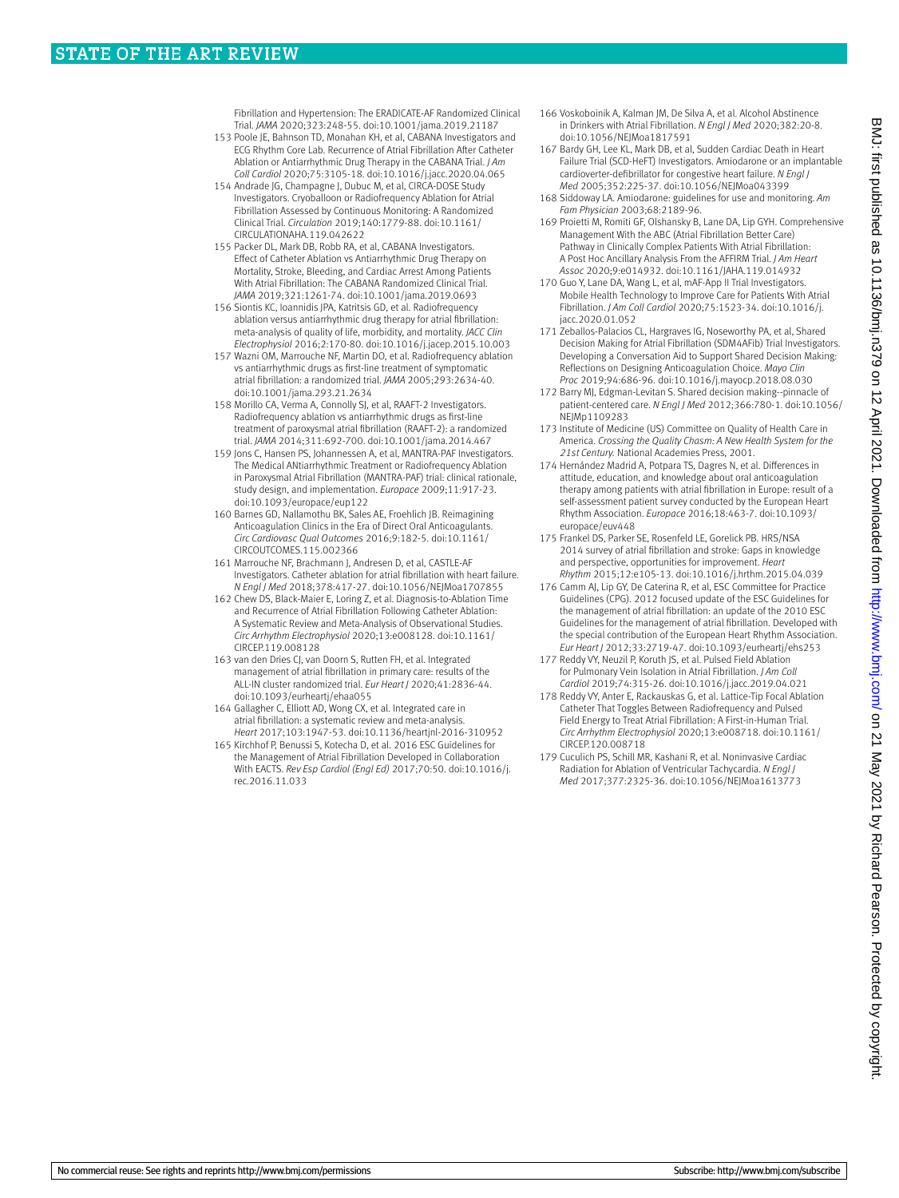Fibrillation and Hypertension: The ERADICATE-AF Randomized Clinical Trial. *JAMA* 2020;323:248-55. doi:10.1001/jama.2019.21187

153 Poole JE, Bahnson TD, Monahan KH, et al, CABANA Investigators and ECG Rhythm Core Lab. Recurrence of Atrial Fibrillation After Catheter Ablation or Antiarrhythmic Drug Therapy in the CABANA Trial. *J Am Coll Cardiol* 2020;75:3105-18. doi:10.1016/j.jacc.2020.04.065

154 Andrade JG, Champagne J, Dubuc M, et al, CIRCA-DOSE Study Investigators. Cryoballoon or Radiofrequency Ablation for Atrial Fibrillation Assessed by Continuous Monitoring: A Randomized Clinical Trial. *Circulation* 2019;140:1779-88. doi:10.1161/CIRCULATIONAHA.119.042622

155 Packer DL, Mark DB, Robb RA, et al, CABANA Investigators. Effect of Catheter Ablation vs Antiarrhythmic Drug Therapy on Mortality, Stroke, Bleeding, and Cardiac Arrest Among Patients With Atrial Fibrillation: The CABANA Randomized Clinical Trial. *JAMA* 2019;321:1261-74. doi:10.1001/jama.2019.0693

156 Siontis KC, Ioannidis JPA, Katritsis GD, et al. Radiofrequency ablation versus antiarrhythmic drug therapy for atrial fibrillation: meta-analysis of quality of life, morbidity, and mortality. *JACC Clin Electrophysiol* 2016;2:170-80. doi:10.1016/j.jacep.2015.10.003

157 Wazni OM, Marrouche NF, Martin DO, et al. Radiofrequency ablation vs antiarrhythmic drugs as first-line treatment of symptomatic atrial fibrillation: a randomized trial. *JAMA* 2005;293:2634-40. doi:10.1001/jama.293.21.2634

158 Morillo CA, Verma A, Connolly SJ, et al, RAAFT-2 Investigators. Radiofrequency ablation vs antiarrhythmic drugs as first-line treatment of paroxysmal atrial fibrillation (RAAFT-2): a randomized trial. *JAMA* 2014;311:692-700. doi:10.1001/jama.2014.467

159 Jons C, Hansen PS, Johannessen A, et al, MANTRA-PAF Investigators. The Medical ANtiarrhythmic Treatment or Radiofrequency Ablation in Paroxysmal Atrial Fibrillation (MANTRA-PAF) trial: clinical rationale, study design, and implementation. *Europace* 2009;11:917-23. doi:10.1093/europace/eup122

160 Barnes GD, Nallamothu BK, Sales AE, Froehlich JB. Reimagining Anticoagulation Clinics in the Era of Direct Oral Anticoagulants. *Circ Cardiovasc Qual Outcomes* 2016;9:182-5. doi:10.1161/CIRCOUTCOMES.115.002366

161 Marrouche NF, Brachmann J, Andresen D, et al, CASTLE-AF Investigators. Catheter ablation for atrial fibrillation with heart failure. *N Engl J Med* 2018;378:417-27. doi:10.1056/NEJMoa1707855

162 Chew DS, Black-Maier E, Loring Z, et al. Diagnosis-to-Ablation Time and Recurrence of Atrial Fibrillation Following Catheter Ablation: A Systematic Review and Meta-Analysis of Observational Studies. *Circ Arrhythm Electrophysiol* 2020;13:e008128. doi:10.1161/CIRCEP.119.008128

163 van den Dries CJ, van Doorn S, Rutten FH, et al. Integrated management of atrial fibrillation in primary care: results of the ALL-IN cluster randomized trial. *Eur Heart J* 2020;41:2836-44. doi:10.1093/eurheartj/ehaa055

164 Gallagher C, Elliott AD, Wong CX, et al. Integrated care in atrial fibrillation: a systematic review and meta-analysis. *Heart* 2017;103:1947-53. doi:10.1136/heartjnl-2016-310952

165 Kirchhof P, Benussi S, Kotecha D, et al. 2016 ESC Guidelines for the Management of Atrial Fibrillation Developed in Collaboration With EACTS. *Rev Esp Cardiol (Engl Ed)* 2017;70:50. doi:10.1016/j.rec.2016.11.033

166 Voskoboinik A, Kalman JM, De Silva A, et al. Alcohol Abstinence in Drinkers with Atrial Fibrillation. *N Engl J Med* 2020;382:20-8. doi:10.1056/NEJMoa1817591

167 Bardy GH, Lee KL, Mark DB, et al, Sudden Cardiac Death in Heart Failure Trial (SCD-HeFT) Investigators. Amiodarone or an implantable cardioverter-defibrillator for congestive heart failure. *N Engl J Med* 2005;352:225-37. doi:10.1056/NEJMoa043399

168 Siddoway LA. Amiodarone: guidelines for use and monitoring. *Am Fam Physician* 2003;68:2189-96.

169 Proietti M, Romiti GF, Olshansky B, Lane DA, Lip GYH. Comprehensive Management With the ABC (Atrial Fibrillation Better Care) Pathway in Clinically Complex Patients With Atrial Fibrillation: A Post Hoc Ancillary Analysis From the AFFIRM Trial. *J Am Heart Assoc* 2020;9:e014932. doi:10.1161/JAHA.119.014932

170 Guo Y, Lane DA, Wang L, et al, mAF-App II Trial Investigators. Mobile Health Technology to Improve Care for Patients With Atrial Fibrillation. *J Am Coll Cardiol* 2020;75:1523-34. doi:10.1016/j.jacc.2020.01.052

171 Zeballos-Palacios CL, Hargraves IG, Noseworthy PA, et al, Shared Decision Making for Atrial Fibrillation (SDM4AFib) Trial Investigators. Developing a Conversation Aid to Support Shared Decision Making: Reflections on Designing Anticoagulation Choice. *Mayo Clin Proc* 2019;94:686-96. doi:10.1016/j.mayocp.2018.08.030

172 Barry MJ, Edgman-Levitan S. Shared decision making--pinnacle of patient-centered care. *N Engl J Med* 2012;366:780-1. doi:10.1056/NEJMp1109283

173 Institute of Medicine (US) Committee on Quality of Health Care in America. *Crossing the Quality Chasm: A New Health System for the 21st Century.* National Academies Press, 2001.

174 Hernández Madrid A, Potpara TS, Dagres N, et al. Differences in attitude, education, and knowledge about oral anticoagulation therapy among patients with atrial fibrillation in Europe: result of a self-assessment patient survey conducted by the European Heart Rhythm Association. *Europace* 2016;18:463-7. doi:10.1093/europace/euv448

175 Frankel DS, Parker SE, Rosenfeld LE, Gorelick PB. HRS/NSA 2014 survey of atrial fibrillation and stroke: Gaps in knowledge and perspective, opportunities for improvement. *Heart Rhythm* 2015;12:e105-13. doi:10.1016/j.hrthm.2015.04.039

176 Camm AJ, Lip GY, De Caterina R, et al, ESC Committee for Practice Guidelines (CPG). 2012 focused update of the ESC Guidelines for the management of atrial fibrillation: an update of the 2010 ESC Guidelines for the management of atrial fibrillation. Developed with the special contribution of the European Heart Rhythm Association. *Eur Heart J* 2012;33:2719-47. doi:10.1093/eurheartj/ehs253

177 Reddy VY, Neuzil P, Koruth JS, et al. Pulsed Field Ablation for Pulmonary Vein Isolation in Atrial Fibrillation. *J Am Coll Cardiol* 2019;74:315-26. doi:10.1016/j.jacc.2019.04.021

178 Reddy VY, Anter E, Rackauskas G, et al. Lattice-Tip Focal Ablation Catheter That Toggles Between Radiofrequency and Pulsed Field Energy to Treat Atrial Fibrillation: A First-in-Human Trial. *Circ Arrhythm Electrophysiol* 2020;13:e008718. doi:10.1161/CIRCEP.120.008718

179 Cuculich PS, Schill MR, Kashani R, et al. Noninvasive Cardiac Radiation for Ablation of Ventricular Tachycardia. *N Engl J Med* 2017;377:2325-36. doi:10.1056/NEJMoa1613773